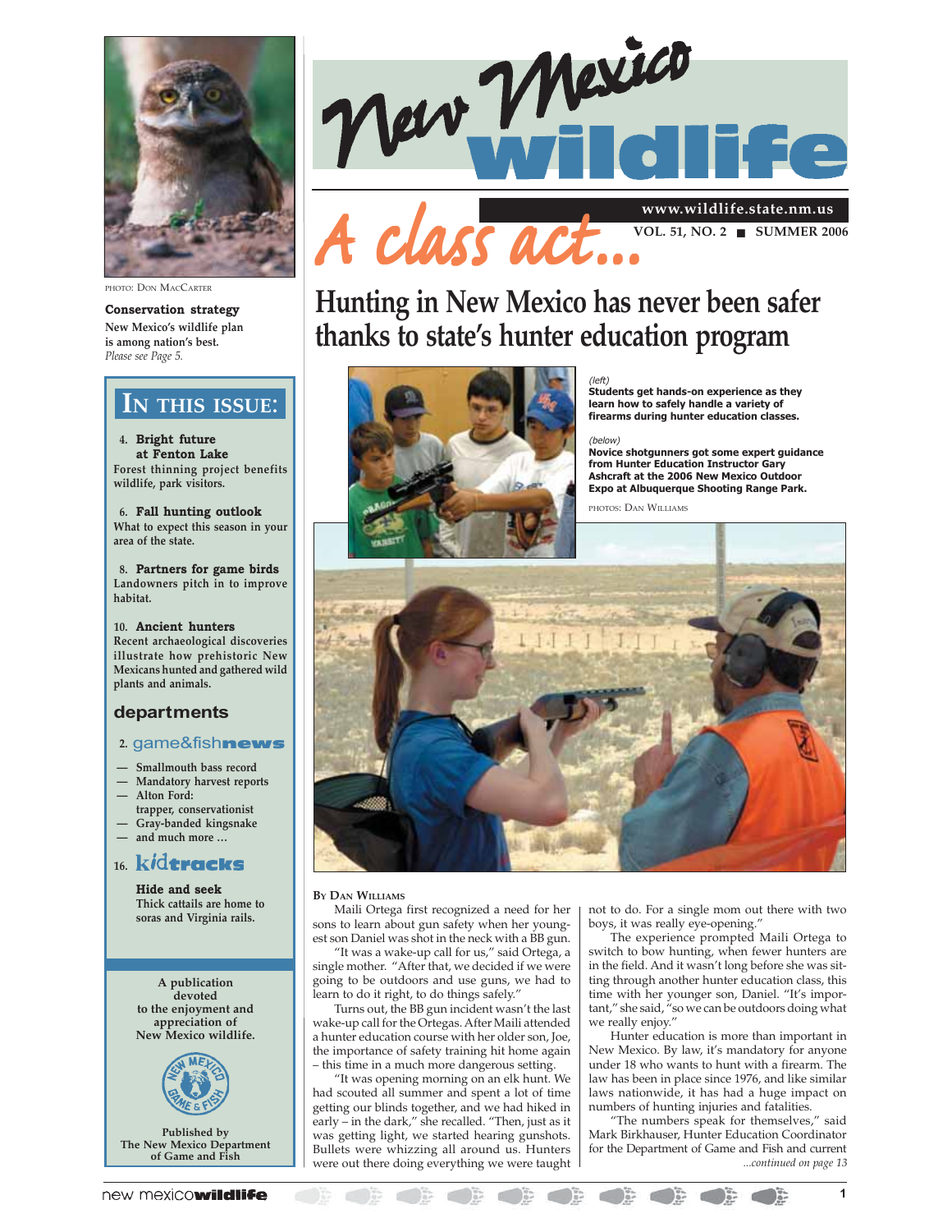# New Mexico wildlife

www.wildlife.state.nm.us

VOL. 51, NO. 2 ■ SUMMER 2006

# A class act...

## Hunting in New Mexico has never been safer thanks to state's hunter education program

*(left)*
**Students get hands-on experience as they learn how to safely handle a variety of firearms during hunter education classes.**

*(below)*
**Novice shotgunners got some expert guidance from Hunter Education Instructor Gary Ashcraft at the 2006 New Mexico Outdoor Expo at Albuquerque Shooting Range Park.**

PHOTOS: DAN WILLIAMS

BY DAN WILLIAMS

Maili Ortega first recognized a need for her sons to learn about gun safety when her youngest son Daniel was shot in the neck with a BB gun.

"It was a wake-up call for us," said Ortega, a single mother. "After that, we decided if we were going to be outdoors and use guns, we had to learn to do it right, to do things safely."

Turns out, the BB gun incident wasn't the last wake-up call for the Ortegas. After Maili attended a hunter education course with her older son, Joe, the importance of safety training hit home again – this time in a much more dangerous setting.

"It was opening morning on an elk hunt. We had scouted all summer and spent a lot of time getting our blinds together, and we had hiked in early – in the dark," she recalled. "Then, just as it was getting light, we started hearing gunshots. Bullets were whizzing all around us. Hunters were out there doing everything we were taught not to do. For a single mom out there with two boys, it was really eye-opening."

The experience prompted Maili Ortega to switch to bow hunting, where fewer hunters are in the field. And it wasn't long before she was sitting through another hunter education class, this time with her younger son, Daniel. "It's important," she said, "so we can be outdoors doing what we really enjoy."

Hunter education is more than important in New Mexico. By law, it's mandatory for anyone under 18 who wants to hunt with a firearm. The law has been in place since 1976, and like similar laws nationwide, it has had a huge impact on numbers of hunting injuries and fatalities.

"The numbers speak for themselves," said Mark Birkhauser, Hunter Education Coordinator for the Department of Game and Fish and current

*...continued on page 13*

PHOTO: DON MACCARTER

**Conservation strategy**
**New Mexico's wildlife plan is among nation's best.**
*Please see Page 5.*

## IN THIS ISSUE:

4. **Bright future at Fenton Lake**
Forest thinning project benefits wildlife, park visitors.

6. **Fall hunting outlook**
What to expect this season in your area of the state.

8. **Partners for game birds**
Landowners pitch in to improve habitat.

10. **Ancient hunters**
Recent archaeological discoveries illustrate how prehistoric New Mexicans hunted and gathered wild plants and animals.

## departments

2. **game&fishnews**
- Smallmouth bass record
- Mandatory harvest reports
- Alton Ford: trapper, conservationist
- Gray-banded kingsnake
- and much more …

16. **kidtracks**

**Hide and seek**
Thick cattails are home to soras and Virginia rails.

A publication devoted to the enjoyment and appreciation of New Mexico wildlife.

Published by The New Mexico Department of Game and Fish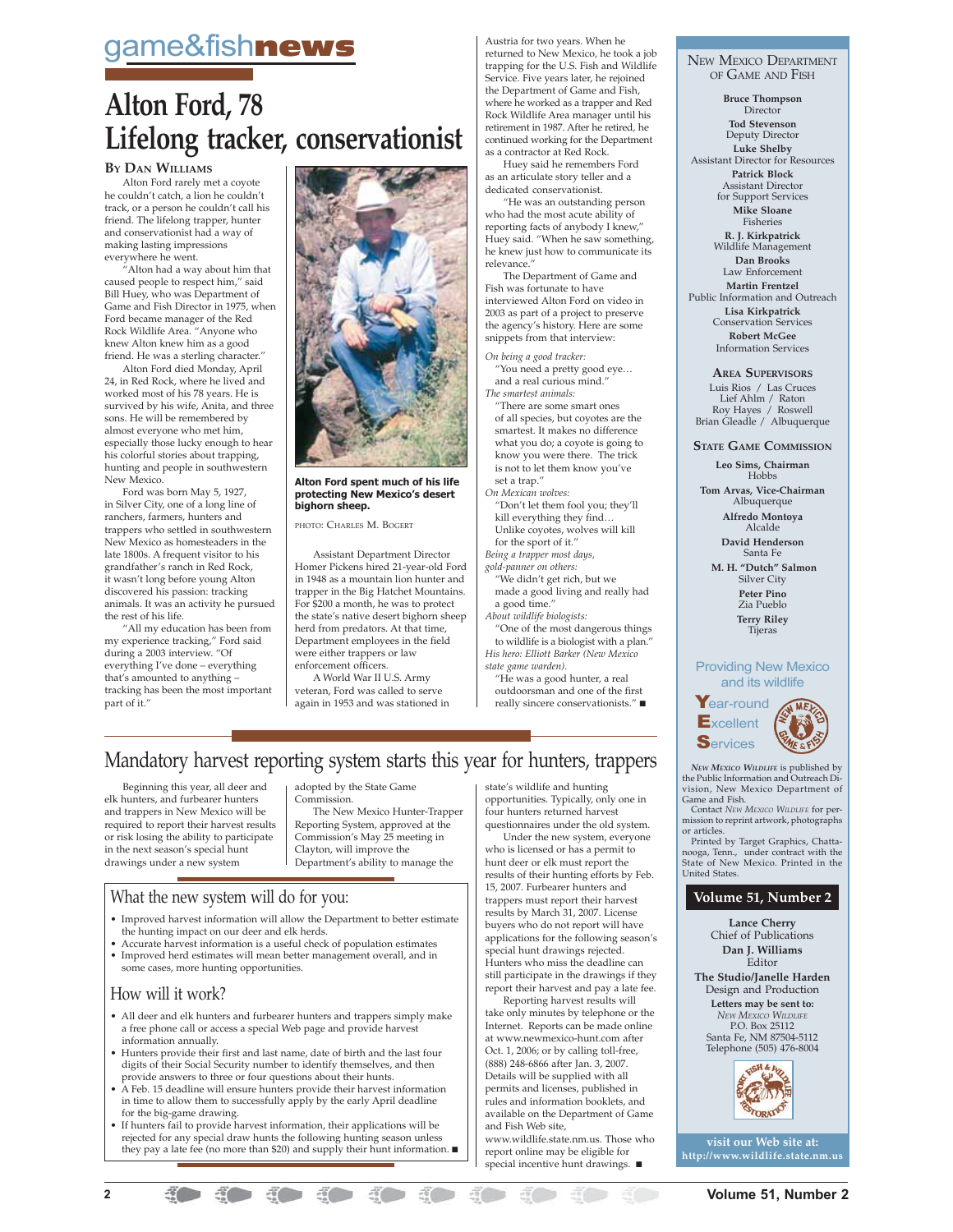game&fish**news**

# Alton Ford, 78 Lifelong tracker, conservationist

**By Dan Williams**

Alton Ford rarely met a coyote he couldn't catch, a lion he couldn't track, or a person he couldn't call his friend. The lifelong trapper, hunter and conservationist had a way of making lasting impressions everywhere he went.

"Alton had a way about him that caused people to respect him," said Bill Huey, who was Department of Game and Fish Director in 1975, when Ford became manager of the Red Rock Wildlife Area. "Anyone who knew Alton knew him as a good friend. He was a sterling character."

Alton Ford died Monday, April 24, in Red Rock, where he lived and worked most of his 78 years. He is survived by his wife, Anita, and three sons. He will be remembered by almost everyone who met him, especially those lucky enough to hear his colorful stories about trapping, hunting and people in southwestern New Mexico.

Ford was born May 5, 1927, in Silver City, one of a long line of ranchers, farmers, hunters and trappers who settled in southwestern New Mexico as homesteaders in the late 1800s. A frequent visitor to his grandfather's ranch in Red Rock, it wasn't long before young Alton discovered his passion: tracking animals. It was an activity he pursued the rest of his life.

"All my education has been from my experience tracking," Ford said during a 2003 interview. "Of everything I've done – everything that's amounted to anything – tracking has been the most important part of it."

**Alton Ford spent much of his life protecting New Mexico's desert bighorn sheep.**

Photo: Charles M. Bogert

Assistant Department Director Homer Pickens hired 21-year-old Ford in 1948 as a mountain lion hunter and trapper in the Big Hatchet Mountains. For $200 a month, he was to protect the state's native desert bighorn sheep herd from predators. At that time, Department employees in the field were either trappers or law enforcement officers.

A World War II U.S. Army veteran, Ford was called to serve again in 1953 and was stationed in Austria for two years. When he returned to New Mexico, he took a job trapping for the U.S. Fish and Wildlife Service. Five years later, he rejoined the Department of Game and Fish, where he worked as a trapper and Red Rock Wildlife Area manager until his retirement in 1987. After he retired, he continued working for the Department as a contractor at Red Rock.

Huey said he remembers Ford as an articulate story teller and a dedicated conservationist.

"He was an outstanding person who had the most acute ability of reporting facts of anybody I knew," Huey said. "When he saw something, he knew just how to communicate its relevance."

The Department of Game and Fish was fortunate to have interviewed Alton Ford on video in 2003 as part of a project to preserve the agency's history. Here are some snippets from that interview:

*On being a good tracker:*
"You need a pretty good eye… and a real curious mind."

*The smartest animals:*
"There are some smart ones of all species, but coyotes are the smartest. It makes no difference what you do; a coyote is going to know you were there. The trick is not to let them know you've set a trap."

*On Mexican wolves:*
"Don't let them fool you; they'll kill everything they find… Unlike coyotes, wolves will kill for the sport of it."

*Being a trapper most days, gold-panner on others:*
"We didn't get rich, but we made a good living and really had a good time."

*About wildlife biologists:*
"One of the most dangerous things to wildlife is a biologist with a plan."

*His hero: Elliott Barker (New Mexico state game warden).*
"He was a good hunter, a real outdoorsman and one of the first really sincere conservationists." ■

# Mandatory harvest reporting system starts this year for hunters, trappers

Beginning this year, all deer and elk hunters, and furbearer hunters and trappers in New Mexico will be required to report their harvest results or risk losing the ability to participate in the next season's special hunt drawings under a new system adopted by the State Game Commission.

The New Mexico Hunter-Trapper Reporting System, approved at the Commission's May 25 meeting in Clayton, will improve the Department's ability to manage the state's wildlife and hunting opportunities. Typically, only one in four hunters returned harvest questionnaires under the old system.

Under the new system, everyone who is licensed or has a permit to hunt deer or elk must report the results of their hunting efforts by Feb. 15, 2007. Furbearer hunters and trappers must report their harvest results by March 31, 2007. License buyers who do not report will have applications for the following season's special hunt drawings rejected. Hunters who miss the deadline can still participate in the drawings if they report their harvest and pay a late fee.

Reporting harvest results will take only minutes by telephone or the Internet. Reports can be made online at www.newmexico-hunt.com after Oct. 1, 2006; or by calling toll-free, (888) 248-6866 after Jan. 3, 2007. Details will be supplied with all permits and licenses, published in rules and information booklets, and available on the Department of Game and Fish Web site, www.wildlife.state.nm.us. Those who report online may be eligible for special incentive hunt drawings. ■

## What the new system will do for you:

- Improved harvest information will allow the Department to better estimate the hunting impact on our deer and elk herds.
- Accurate harvest information is a useful check of population estimates
- Improved herd estimates will mean better management overall, and in some cases, more hunting opportunities.

## How will it work?

- All deer and elk hunters and furbearer hunters and trappers simply make a free phone call or access a special Web page and provide harvest information annually.
- Hunters provide their first and last name, date of birth and the last four digits of their Social Security number to identify themselves, and then provide answers to three or four questions about their hunts.
- A Feb. 15 deadline will ensure hunters provide their harvest information in time to allow them to successfully apply by the early April deadline for the big-game drawing.
- If hunters fail to provide harvest information, their applications will be rejected for any special draw hunts the following hunting season unless they pay a late fee (no more than $20) and supply their hunt information. ■

---

**New Mexico Department of Game and Fish**

**Bruce Thompson**
Director

**Tod Stevenson**
Deputy Director

**Luke Shelby**
Assistant Director for Resources

**Patrick Block**
Assistant Director for Support Services

**Mike Sloane**
Fisheries

**R. J. Kirkpatrick**
Wildlife Management

**Dan Brooks**
Law Enforcement

**Martin Frentzel**
Public Information and Outreach

**Lisa Kirkpatrick**
Conservation Services

**Robert McGee**
Information Services

**Area Supervisors**

Luis Rios / Las Cruces
Lief Ahlm / Raton
Roy Hayes / Roswell
Brian Gleadle / Albuquerque

**State Game Commission**

**Leo Sims, Chairman**
Hobbs

**Tom Arvas, Vice-Chairman**
Albuquerque

**Alfredo Montoya**
Alcalde

**David Henderson**
Santa Fe

**M. H. "Dutch" Salmon**
Silver City

**Peter Pino**
Zia Pueblo

**Terry Riley**
Tijeras

Providing New Mexico and its wildlife
**Y**ear-round **E**xcellent **S**ervices

*New Mexico Wildlife* is published by the Public Information and Outreach Division, New Mexico Department of Game and Fish.

Contact *New Mexico Wildlife* for permission to reprint artwork, photographs or articles.

Printed by Target Graphics, Chattanooga, Tenn., under contract with the State of New Mexico. Printed in the United States.

**Volume 51, Number 2**

**Lance Cherry**
Chief of Publications

**Dan J. Williams**
Editor

**The Studio/Janelle Harden**
Design and Production

**Letters may be sent to:**
*New Mexico Wildlife*
P.O. Box 25112
Santa Fe, NM 87504-5112
Telephone (505) 476-8004

**visit our Web site at: http://www.wildlife.state.nm.us**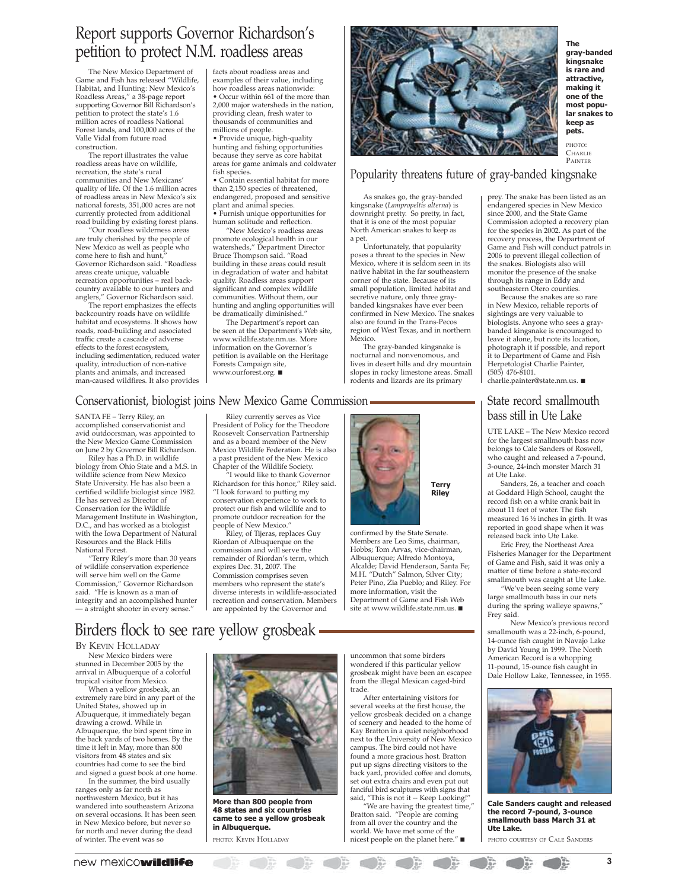# Report supports Governor Richardson's petition to protect N.M. roadless areas

The New Mexico Department of Game and Fish has released "Wildlife, Habitat, and Hunting: New Mexico's Roadless Areas," a 38-page report supporting Governor Bill Richardson's petition to protect the state's 1.6 million acres of roadless National Forest lands, and 100,000 acres of the Valle Vidal from future road construction.

The report illustrates the value roadless areas have on wildlife, recreation, the state's rural communities and New Mexicans' quality of life. Of the 1.6 million acres of roadless areas in New Mexico's six national forests, 351,000 acres are not currently protected from additional road building by existing forest plans.

"Our roadless wilderness areas are truly cherished by the people of New Mexico as well as people who come here to fish and hunt," Governor Richardson said. "Roadless areas create unique, valuable recreation opportunities – real back-country available to our hunters and anglers," Governor Richardson said.

The report emphasizes the effects backcountry roads have on wildlife habitat and ecosystems. It shows how roads, road-building and associated traffic create a cascade of adverse effects to the forest ecosystem, including sedimentation, reduced water quality, introduction of non-native plants and animals, and increased man-caused wildfires. It also provides facts about roadless areas and examples of their value, including how roadless areas nationwide:

- Occur within 661 of the more than 2,000 major watersheds in the nation, providing clean, fresh water to thousands of communities and millions of people.
- Provide unique, high-quality hunting and fishing opportunities because they serve as core habitat areas for game animals and coldwater fish species.
- Contain essential habitat for more than 2,150 species of threatened, endangered, proposed and sensitive plant and animal species.
- Furnish unique opportunities for human solitude and reflection.

"New Mexico's roadless areas promote ecological health in our watersheds," Department Director Bruce Thompson said. "Road building in these areas could result in degradation of water and habitat quality. Roadless areas support significant and complex wildlife communities. Without them, our hunting and angling opportunities will be dramatically diminished."

The Department's report can be seen at the Department's Web site, www.wildlife.state.nm.us. More information on the Governor's petition is available on the Heritage Forests Campaign site, www.ourforest.org. ■

**The gray-banded kingsnake is rare and attractive, making it one of the most popular snakes to keep as pets.**

PHOTO: CHARLIE PAINTER

# Popularity threatens future of gray-banded kingsnake

As snakes go, the gray-banded kingsnake (*Lampropeltis alterna*) is downright pretty. So pretty, in fact, that it is one of the most popular North American snakes to keep as a pet.

Unfortunately, that popularity poses a threat to the species in New Mexico, where it is seldom seen in its native habitat in the far southeastern corner of the state. Because of its small population, limited habitat and secretive nature, only three gray-banded kingsnakes have ever been confirmed in New Mexico. The snakes also are found in the Trans-Pecos region of West Texas, and in northern Mexico.

The gray-banded kingsnake is nocturnal and nonvenomous, and lives in desert hills and dry mountain slopes in rocky limestone areas. Small rodents and lizards are its primary prey. The snake has been listed as an endangered species in New Mexico since 2000, and the State Game Commission adopted a recovery plan for the species in 2002. As part of the recovery process, the Department of Game and Fish will conduct patrols in 2006 to prevent illegal collection of the snakes. Biologists also will monitor the presence of the snake through its range in Eddy and southeastern Otero counties.

Because the snakes are so rare in New Mexico, reliable reports of sightings are very valuable to biologists. Anyone who sees a gray-banded kingsnake is encouraged to leave it alone, but note its location, photograph it if possible, and report it to Department of Game and Fish Herpetologist Charlie Painter, (505) 476-8101. charlie.painter@state.nm.us. ■

# Conservationist, biologist joins New Mexico Game Commission

SANTA FE – Terry Riley, an accomplished conservationist and avid outdoorsman, was appointed to the New Mexico Game Commission on June 2 by Governor Bill Richardson.

Riley has a Ph.D. in wildlife biology from Ohio State and a M.S. in wildlife science from New Mexico State University. He has also been a certified wildlife biologist since 1982. He has served as Director of Conservation for the Wildlife Management Institute in Washington, D.C., and has worked as a biologist with the Iowa Department of Natural Resources and the Black Hills National Forest.

"Terry Riley's more than 30 years of wildlife conservation experience will serve him well on the Game Commission," Governor Richardson said. "He is known as a man of integrity and an accomplished hunter — a straight shooter in every sense."

Riley currently serves as Vice President of Policy for the Theodore Roosevelt Conservation Partnership and as a board member of the New Mexico Wildlife Federation. He is also a past president of the New Mexico Chapter of the Wildlife Society.

"I would like to thank Governor Richardson for this honor," Riley said. "I look forward to putting my conservation experience to work to protect our fish and wildlife and to promote outdoor recreation for the people of New Mexico."

Riley, of Tijeras, replaces Guy Riordan of Albuquerque on the commission and will serve the remainder of Riordan's term, which expires Dec. 31, 2007. The Commission comprises seven members who represent the state's diverse interests in wildlife-associated recreation and conservation. Members are appointed by the Governor and confirmed by the State Senate. Members are Leo Sims, chairman, Hobbs; Tom Arvas, vice-chairman, Albuquerque; Alfredo Montoya, Alcalde; David Henderson, Santa Fe; M.H. "Dutch" Salmon, Silver City; Peter Pino, Zia Pueblo; and Riley. For more information, visit the Department of Game and Fish Web site at www.wildlife.state.nm.us. ■

**Terry Riley**

# State record smallmouth bass still in Ute Lake

UTE LAKE – The New Mexico record for the largest smallmouth bass now belongs to Cale Sanders of Roswell, who caught and released a 7-pound, 3-ounce, 24-inch monster March 31 at Ute Lake.

Sanders, 26, a teacher and coach at Goddard High School, caught the record fish on a white crank bait in about 11 feet of water. The fish measured 16 ½ inches in girth. It was reported in good shape when it was released back into Ute Lake.

Eric Frey, the Northeast Area Fisheries Manager for the Department of Game and Fish, said it was only a matter of time before a state-record smallmouth was caught at Ute Lake.

"We've been seeing some very large smallmouth bass in our nets during the spring walleye spawns," Frey said.

New Mexico's previous record smallmouth was a 22-inch, 6-pound, 14-ounce fish caught in Navajo Lake by David Young in 1999. The North American Record is a whopping 11-pound, 15-ounce fish caught in Dale Hollow Lake, Tennessee, in 1955.

**Cale Sanders caught and released the record 7-pound, 3-ounce smallmouth bass March 31 at Ute Lake.**

PHOTO COURTESY OF CALE SANDERS

# Birders flock to see rare yellow grosbeak

By Kevin Holladay

New Mexico birders were stunned in December 2005 by the arrival in Albuquerque of a colorful tropical visitor from Mexico.

When a yellow grosbeak, an extremely rare bird in any part of the United States, showed up in Albuquerque, it immediately began drawing a crowd. While in Albuquerque, the bird spent time in the back yards of two homes. By the time it left in May, more than 800 visitors from 48 states and six countries had come to see the bird and signed a guest book at one home.

In the summer, the bird usually ranges only as far north as northwestern Mexico, but it has wandered into southeastern Arizona on several occasions. It has been seen in New Mexico before, but never so far north and never during the dead of winter. The event was so uncommon that some birders wondered if this particular yellow grosbeak might have been an escapee from the illegal Mexican caged-bird trade.

After entertaining visitors for several weeks at the first house, the yellow grosbeak decided on a change of scenery and headed to the home of Kay Bratton in a quiet neighborhood next to the University of New Mexico campus. The bird could not have found a more gracious host. Bratton put up signs directing visitors to the back yard, provided coffee and donuts, set out extra chairs and even put out fanciful bird sculptures with signs that said, "This is not it -- Keep Looking!"

"We are having the greatest time," Bratton said. "People are coming from all over the country and the world. We have met some of the nicest people on the planet here." ■

**More than 800 people from 48 states and six countries came to see a yellow grosbeak in Albuquerque.**

PHOTO: KEVIN HOLLADAY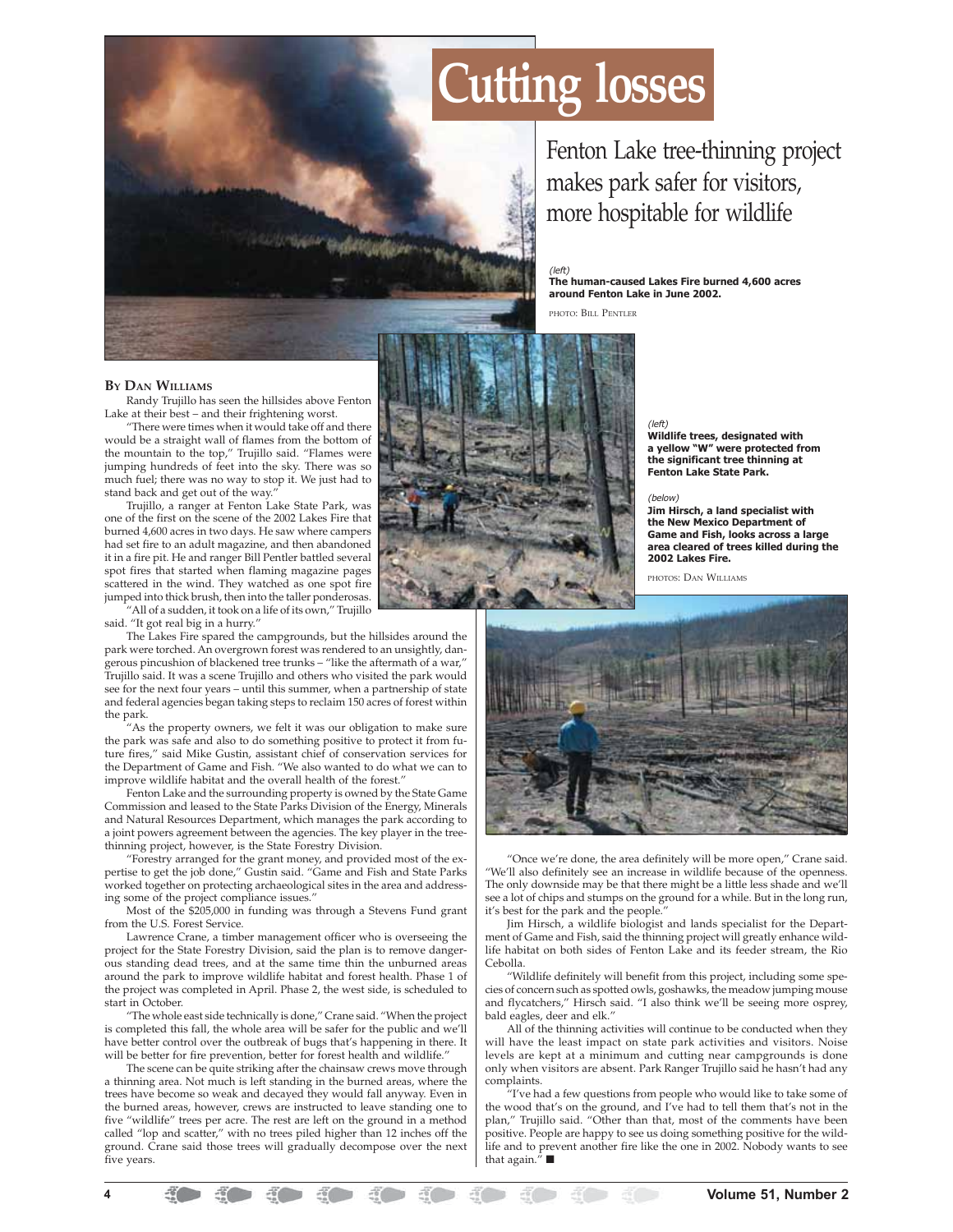# Cutting losses

## Fenton Lake tree-thinning project makes park safer for visitors, more hospitable for wildlife

*(left)*
**The human-caused Lakes Fire burned 4,600 acres around Fenton Lake in June 2002.**

PHOTO: BILL PENTLER

*(left)*
**Wildlife trees, designated with a yellow "W" were protected from the significant tree thinning at Fenton Lake State Park.**

*(below)*
**Jim Hirsch, a land specialist with the New Mexico Department of Game and Fish, looks across a large area cleared of trees killed during the 2002 Lakes Fire.**

PHOTOS: DAN WILLIAMS

**BY DAN WILLIAMS**

Randy Trujillo has seen the hillsides above Fenton Lake at their best – and their frightening worst.

"There were times when it would take off and there would be a straight wall of flames from the bottom of the mountain to the top," Trujillo said. "Flames were jumping hundreds of feet into the sky. There was so much fuel; there was no way to stop it. We just had to stand back and get out of the way."

Trujillo, a ranger at Fenton Lake State Park, was one of the first on the scene of the 2002 Lakes Fire that burned 4,600 acres in two days. He saw where campers had set fire to an adult magazine, and then abandoned it in a fire pit. He and ranger Bill Pentler battled several spot fires that started when flaming magazine pages scattered in the wind. They watched as one spot fire jumped into thick brush, then into the taller ponderosas.

"All of a sudden, it took on a life of its own," Trujillo said. "It got real big in a hurry."

The Lakes Fire spared the campgrounds, but the hillsides around the park were torched. An overgrown forest was rendered to an unsightly, dangerous pincushion of blackened tree trunks – "like the aftermath of a war," Trujillo said. It was a scene Trujillo and others who visited the park would see for the next four years – until this summer, when a partnership of state and federal agencies began taking steps to reclaim 150 acres of forest within the park.

"As the property owners, we felt it was our obligation to make sure the park was safe and also to do something positive to protect it from future fires," said Mike Gustin, assistant chief of conservation services for the Department of Game and Fish. "We also wanted to do what we can to improve wildlife habitat and the overall health of the forest."

Fenton Lake and the surrounding property is owned by the State Game Commission and leased to the State Parks Division of the Energy, Minerals and Natural Resources Department, which manages the park according to a joint powers agreement between the agencies. The key player in the tree-thinning project, however, is the State Forestry Division.

"Forestry arranged for the grant money, and provided most of the expertise to get the job done," Gustin said. "Game and Fish and State Parks worked together on protecting archaeological sites in the area and addressing some of the project compliance issues."

Most of the $205,000 in funding was through a Stevens Fund grant from the U.S. Forest Service.

Lawrence Crane, a timber management officer who is overseeing the project for the State Forestry Division, said the plan is to remove dangerous standing dead trees, and at the same time thin the unburned areas around the park to improve wildlife habitat and forest health. Phase 1 of the project was completed in April. Phase 2, the west side, is scheduled to start in October.

"The whole east side technically is done," Crane said. "When the project is completed this fall, the whole area will be safer for the public and we'll have better control over the outbreak of bugs that's happening in there. It will be better for fire prevention, better for forest health and wildlife."

The scene can be quite striking after the chainsaw crews move through a thinning area. Not much is left standing in the burned areas, where the trees have become so weak and decayed they would fall anyway. Even in the burned areas, however, crews are instructed to leave standing one to five "wildlife" trees per acre. The rest are left on the ground in a method called "lop and scatter," with no trees piled higher than 12 inches off the ground. Crane said those trees will gradually decompose over the next five years.

"Once we're done, the area definitely will be more open," Crane said. "We'll also definitely see an increase in wildlife because of the openness. The only downside may be that there might be a little less shade and we'll see a lot of chips and stumps on the ground for a while. But in the long run, it's best for the park and the people."

Jim Hirsch, a wildlife biologist and lands specialist for the Department of Game and Fish, said the thinning project will greatly enhance wildlife habitat on both sides of Fenton Lake and its feeder stream, the Rio Cebolla.

"Wildlife definitely will benefit from this project, including some species of concern such as spotted owls, goshawks, the meadow jumping mouse and flycatchers," Hirsch said. "I also think we'll be seeing more osprey, bald eagles, deer and elk."

All of the thinning activities will continue to be conducted when they will have the least impact on state park activities and visitors. Noise levels are kept at a minimum and cutting near campgrounds is done only when visitors are absent. Park Ranger Trujillo said he hasn't had any complaints.

"I've had a few questions from people who would like to take some of the wood that's on the ground, and I've had to tell them that's not in the plan," Trujillo said. "Other than that, most of the comments have been positive. People are happy to see us doing something positive for the wildlife and to prevent another fire like the one in 2002. Nobody wants to see that again." ■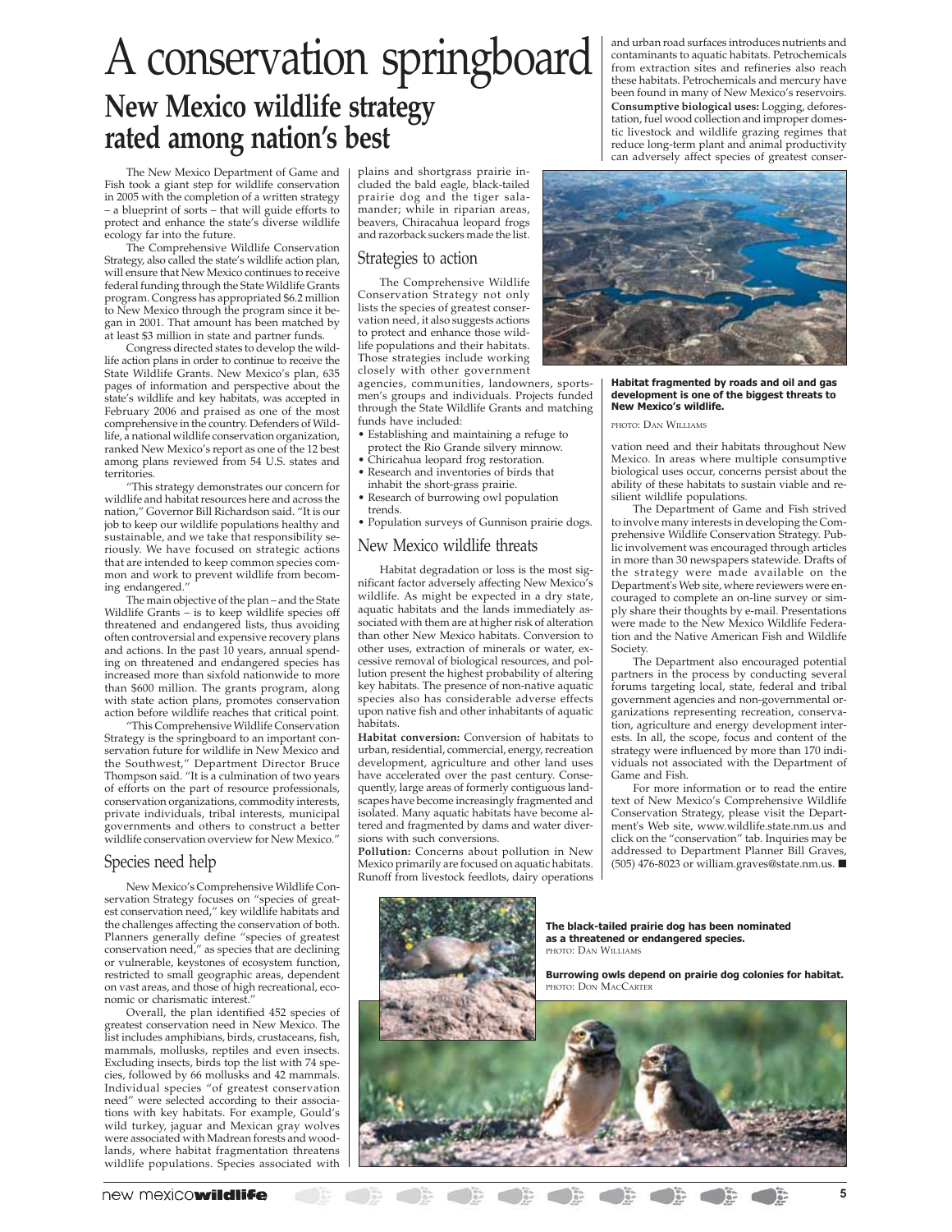# A conservation springboard

## New Mexico wildlife strategy rated among nation's best

The New Mexico Department of Game and Fish took a giant step for wildlife conservation in 2005 with the completion of a written strategy – a blueprint of sorts – that will guide efforts to protect and enhance the state's diverse wildlife ecology far into the future.

The Comprehensive Wildlife Conservation Strategy, also called the state's wildlife action plan, will ensure that New Mexico continues to receive federal funding through the State Wildlife Grants program. Congress has appropriated $6.2 million to New Mexico through the program since it began in 2001. That amount has been matched by at least $3 million in state and partner funds.

Congress directed states to develop the wildlife action plans in order to continue to receive the State Wildlife Grants. New Mexico's plan, 635 pages of information and perspective about the state's wildlife and key habitats, was accepted in February 2006 and praised as one of the most comprehensive in the country. Defenders of Wildlife, a national wildlife conservation organization, ranked New Mexico's report as one of the 12 best among plans reviewed from 54 U.S. states and territories.

"This strategy demonstrates our concern for wildlife and habitat resources here and across the nation," Governor Bill Richardson said. "It is our job to keep our wildlife populations healthy and sustainable, and we take that responsibility seriously. We have focused on strategic actions that are intended to keep common species common and work to prevent wildlife from becoming endangered."

The main objective of the plan – and the State Wildlife Grants – is to keep wildlife species off threatened and endangered lists, thus avoiding often controversial and expensive recovery plans and actions. In the past 10 years, annual spending on threatened and endangered species has increased more than sixfold nationwide to more than $600 million. The grants program, along with state action plans, promotes conservation action before wildlife reaches that critical point.

"This Comprehensive Wildlife Conservation Strategy is the springboard to an important conservation future for wildlife in New Mexico and the Southwest," Department Director Bruce Thompson said. "It is a culmination of two years of efforts on the part of resource professionals, conservation organizations, commodity interests, private individuals, tribal interests, municipal governments and others to construct a better wildlife conservation overview for New Mexico."

### Species need help

New Mexico's Comprehensive Wildlife Conservation Strategy focuses on "species of greatest conservation need," key wildlife habitats and the challenges affecting the conservation of both. Planners generally define "species of greatest conservation need," as species that are declining or vulnerable, keystones of ecosystem function, restricted to small geographic areas, dependent on vast areas, and those of high recreational, economic or charismatic interest."

Overall, the plan identified 452 species of greatest conservation need in New Mexico. The list includes amphibians, birds, crustaceans, fish, mammals, mollusks, reptiles and even insects. Excluding insects, birds top the list with 74 species, followed by 66 mollusks and 42 mammals. Individual species "of greatest conservation need" were selected according to their associations with key habitats. For example, Gould's wild turkey, jaguar and Mexican gray wolves were associated with Madrean forests and woodlands, where habitat fragmentation threatens wildlife populations. Species associated with plains and shortgrass prairie included the bald eagle, black-tailed prairie dog and the tiger salamander; while in riparian areas, beavers, Chiracahua leopard frogs and razorback suckers made the list.

### Strategies to action

The Comprehensive Wildlife Conservation Strategy not only lists the species of greatest conservation need, it also suggests actions to protect and enhance those wildlife populations and their habitats. Those strategies include working closely with other government agencies, communities, landowners, sportsmen's groups and individuals. Projects funded through the State Wildlife Grants and matching funds have included:

- Establishing and maintaining a refuge to protect the Rio Grande silvery minnow.
- Chiricahua leopard frog restoration.
- Research and inventories of birds that inhabit the short-grass prairie.
- Research of burrowing owl population trends.
- Population surveys of Gunnison prairie dogs.

### New Mexico wildlife threats

Habitat degradation or loss is the most significant factor adversely affecting New Mexico's wildlife. As might be expected in a dry state, aquatic habitats and the lands immediately associated with them are at higher risk of alteration than other New Mexico habitats. Conversion to other uses, extraction of minerals or water, excessive removal of biological resources, and pollution present the highest probability of altering key habitats. The presence of non-native aquatic species also has considerable adverse effects upon native fish and other inhabitants of aquatic habitats.

**Habitat conversion:** Conversion of habitats to urban, residential, commercial, energy, recreation development, agriculture and other land uses have accelerated over the past century. Consequently, large areas of formerly contiguous landscapes have become increasingly fragmented and isolated. Many aquatic habitats have become altered and fragmented by dams and water diversions with such conversions.

**Pollution:** Concerns about pollution in New Mexico primarily are focused on aquatic habitats. Runoff from livestock feedlots, dairy operations and urban road surfaces introduces nutrients and contaminants to aquatic habitats. Petrochemicals from extraction sites and refineries also reach these habitats. Petrochemicals and mercury have been found in many of New Mexico's reservoirs.

**Consumptive biological uses:** Logging, deforestation, fuel wood collection and improper domestic livestock and wildlife grazing regimes that reduce long-term plant and animal productivity can adversely affect species of greatest conservation need and their habitats throughout New Mexico. In areas where multiple consumptive biological uses occur, concerns persist about the ability of these habitats to sustain viable and resilient wildlife populations.

**Habitat fragmented by roads and oil and gas development is one of the biggest threats to New Mexico's wildlife.**

PHOTO: DAN WILLIAMS

The Department of Game and Fish strived to involve many interests in developing the Comprehensive Wildlife Conservation Strategy. Public involvement was encouraged through articles in more than 30 newspapers statewide. Drafts of the strategy were made available on the Department's Web site, where reviewers were encouraged to complete an on-line survey or simply share their thoughts by e-mail. Presentations were made to the New Mexico Wildlife Federation and the Native American Fish and Wildlife Society.

The Department also encouraged potential partners in the process by conducting several forums targeting local, state, federal and tribal government agencies and non-governmental organizations representing recreation, conservation, agriculture and energy development interests. In all, the scope, focus and content of the strategy were influenced by more than 170 individuals not associated with the Department of Game and Fish.

For more information or to read the entire text of New Mexico's Comprehensive Wildlife Conservation Strategy, please visit the Department's Web site, www.wildlife.state.nm.us and click on the "conservation" tab. Inquiries may be addressed to Department Planner Bill Graves, (505) 476-8023 or william.graves@state.nm.us. ■

**The black-tailed prairie dog has been nominated as a threatened or endangered species.**
PHOTO: DAN WILLIAMS

**Burrowing owls depend on prairie dog colonies for habitat.**
PHOTO: DON MACCARTER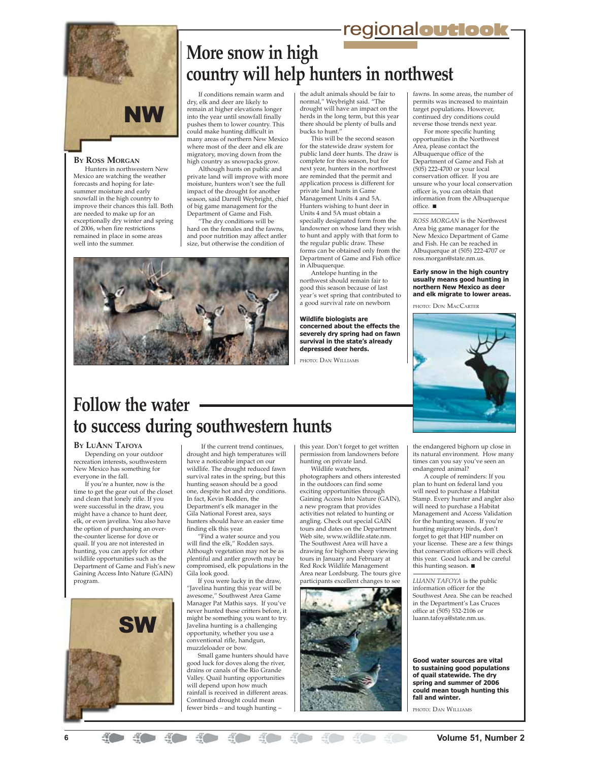regional**outlook**

# More snow in high country will help hunters in northwest

NW

**By Ross Morgan**

Hunters in northwestern New Mexico are watching the weather forecasts and hoping for late-summer moisture and early snowfall in the high country to improve their chances this fall. Both are needed to make up for an exceptionally dry winter and spring of 2006, when fire restrictions remained in place in some areas well into the summer.

If conditions remain warm and dry, elk and deer are likely to remain at higher elevations longer into the year until snowfall finally pushes them to lower country. This could make hunting difficult in many areas of northern New Mexico where most of the deer and elk are migratory, moving down from the high country as snowpacks grow.

Although hunts on public and private land will improve with more moisture, hunters won't see the full impact of the drought for another season, said Darrell Weybright, chief of big game management for the Department of Game and Fish.

"The dry conditions will be hard on the females and the fawns, and poor nutrition may affect antler size, but otherwise the condition of the adult animals should be fair to normal," Weybright said. "The drought will have an impact on the herds in the long term, but this year there should be plenty of bulls and bucks to hunt."

This will be the second season for the statewide draw system for public land deer hunts. The draw is complete for this season, but for next year, hunters in the northwest are reminded that the permit and application process is different for private land hunts in Game Management Units 4 and 5A. Hunters wishing to hunt deer in Units 4 and 5A must obtain a specially designated form from the landowner on whose land they wish to hunt and apply with that form to the regular public draw. These forms can be obtained only from the Department of Game and Fish office in Albuquerque.

Antelope hunting in the northwest should remain fair to good this season because of last year's wet spring that contributed to a good survival rate on newborn fawns. In some areas, the number of permits was increased to maintain target populations. However, continued dry conditions could reverse those trends next year.

For more specific hunting opportunities in the Northwest Area, please contact the Albuquerque office of the Department of Game and Fish at (505) 222-4700 or your local conservation officer. If you are unsure who your local conservation officer is, you can obtain that information from the Albuquerque office. ■

*ROSS MORGAN* is the Northwest Area big game manager for the New Mexico Department of Game and Fish. He can be reached in Albuquerque at (505) 222-4707 or ross.morgan@state.nm.us.

**Wildlife biologists are concerned about the effects the severely dry spring had on fawn survival in the state's already depressed deer herds.**

PHOTO: DAN WILLIAMS

**Early snow in the high country usually means good hunting in northern New Mexico as deer and elk migrate to lower areas.**

PHOTO: DON MACCARTER

# Follow the water to success during southwestern hunts

SW

**By LuAnn Tafoya**

Depending on your outdoor recreation interests, southwestern New Mexico has something for everyone in the fall.

If you're a hunter, now is the time to get the gear out of the closet and clean that lonely rifle. If you were successful in the draw, you might have a chance to hunt deer, elk, or even javelina. You also have the option of purchasing an over-the-counter license for dove or quail. If you are not interested in hunting, you can apply for other wildlife opportunities such as the Department of Game and Fish's new Gaining Access Into Nature (GAIN) program.

If the current trend continues, drought and high temperatures will have a noticeable impact on our wildlife. The drought reduced fawn survival rates in the spring, but this hunting season should be a good one, despite hot and dry conditions. In fact, Kevin Rodden, the Department's elk manager in the Gila National Forest area, says hunters should have an easier time finding elk this year.

"Find a water source and you will find the elk," Rodden says. Although vegetation may not be as plentiful and antler growth may be compromised, elk populations in the Gila look good.

If you were lucky in the draw, "Javelina hunting this year will be awesome," Southwest Area Game Manager Pat Mathis says. If you've never hunted these critters before, it might be something you want to try. Javelina hunting is a challenging opportunity, whether you use a conventional rifle, handgun, muzzleloader or bow.

Small game hunters should have good luck for doves along the river, drains or canals of the Rio Grande Valley. Quail hunting opportunities will depend upon how much rainfall is received in different areas. Continued drought could mean fewer birds – and tough hunting – this year. Don't forget to get written permission from landowners before hunting on private land.

Wildlife watchers, photographers and others interested in the outdoors can find some exciting opportunities through Gaining Access Into Nature (GAIN), a new program that provides activities not related to hunting or angling. Check out special GAIN tours and dates on the Department Web site, www.wildlife.state.nm. The Southwest Area will have a drawing for bighorn sheep viewing tours in January and February at Red Rock Wildlife Management Area near Lordsburg. The tours give participants excellent changes to see the endangered bighorn up close in its natural environment. How many times can you say you've seen an endangered animal?

A couple of reminders: If you plan to hunt on federal land you will need to purchase a Habitat Stamp. Every hunter and angler also will need to purchase a Habitat Management and Access Validation for the hunting season. If you're hunting migratory birds, don't forget to get that HIP number on your license. These are a few things that conservation officers will check this year. Good luck and be careful this hunting season. ■

*LUANN TAFOYA* is the public information officer for the Southwest Area. She can be reached in the Department's Las Cruces office at (505) 532-2106 or luann.tafoya@state.nm.us.

**Good water sources are vital to sustaining good populations of quail statewide. The dry spring and summer of 2006 could mean tough hunting this fall and winter.**

PHOTO: DAN WILLIAMS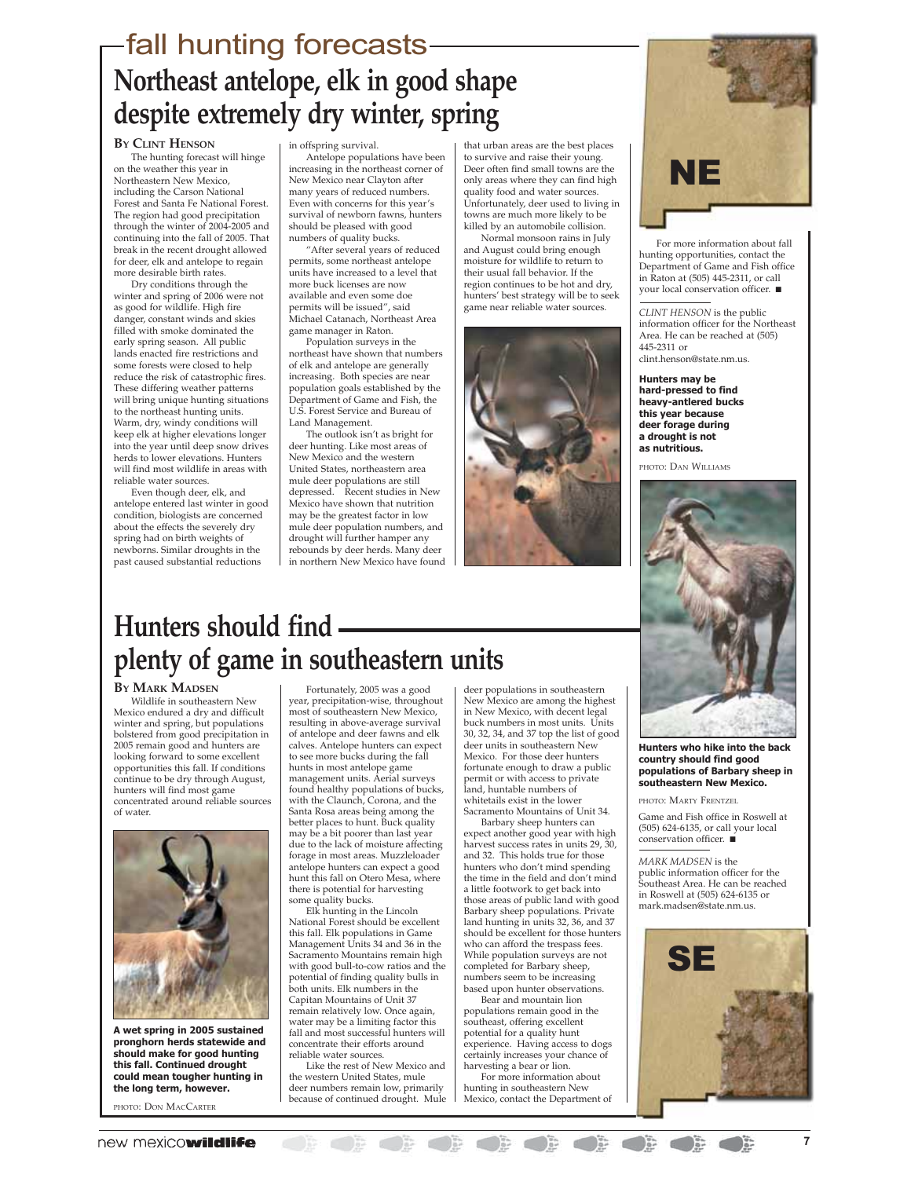fall hunting forecasts

# Northeast antelope, elk in good shape despite extremely dry winter, spring

**By Clint Henson**

The hunting forecast will hinge on the weather this year in Northeastern New Mexico, including the Carson National Forest and Santa Fe National Forest. The region had good precipitation through the winter of 2004-2005 and continuing into the fall of 2005. That break in the recent drought allowed for deer, elk and antelope to regain more desirable birth rates.

Dry conditions through the winter and spring of 2006 were not as good for wildlife. High fire danger, constant winds and skies filled with smoke dominated the early spring season. All public lands enacted fire restrictions and some forests were closed to help reduce the risk of catastrophic fires. These differing weather patterns will bring unique hunting situations to the northeast hunting units. Warm, dry, windy conditions will keep elk at higher elevations longer into the year until deep snow drives herds to lower elevations. Hunters will find most wildlife in areas with reliable water sources.

Even though deer, elk, and antelope entered last winter in good condition, biologists are concerned about the effects the severely dry spring had on birth weights of newborns. Similar droughts in the past caused substantial reductions in offspring survival.

Antelope populations have been increasing in the northeast corner of New Mexico near Clayton after many years of reduced numbers. Even with concerns for this year's survival of newborn fawns, hunters should be pleased with good numbers of quality bucks.

"After several years of reduced permits, some northeast antelope units have increased to a level that more buck licenses are now available and even some doe permits will be issued", said Michael Catanach, Northeast Area game manager in Raton.

Population surveys in the northeast have shown that numbers of elk and antelope are generally increasing. Both species are near population goals established by the Department of Game and Fish, the U.S. Forest Service and Bureau of Land Management.

The outlook isn't as bright for deer hunting. Like most areas of New Mexico and the western United States, northeastern area mule deer populations are still depressed. Recent studies in New Mexico have shown that nutrition may be the greatest factor in low mule deer population numbers, and drought will further hamper any rebounds by deer herds. Many deer in northern New Mexico have found that urban areas are the best places to survive and raise their young. Deer often find small towns are the only areas where they can find high quality food and water sources. Unfortunately, deer used to living in towns are much more likely to be killed by an automobile collision.

Normal monsoon rains in July and August could bring enough moisture for wildlife to return to their usual fall behavior. If the region continues to be hot and dry, hunters' best strategy will be to seek game near reliable water sources.

For more information about fall hunting opportunities, contact the Department of Game and Fish office in Raton at (505) 445-2311, or call your local conservation officer. ■

*CLINT HENSON* is the public information officer for the Northeast Area. He can be reached at (505) 445-2311 or clint.henson@state.nm.us.

**Hunters may be hard-pressed to find heavy-antlered bucks this year because deer forage during a drought is not as nutritious.**

PHOTO: DAN WILLIAMS

# Hunters should find plenty of game in southeastern units

**By Mark Madsen**

Wildlife in southeastern New Mexico endured a dry and difficult winter and spring, but populations bolstered from good precipitation in 2005 remain good and hunters are looking forward to some excellent opportunities this fall. If conditions continue to be dry through August, hunters will find most game concentrated around reliable sources of water.

**A wet spring in 2005 sustained pronghorn herds statewide and should make for good hunting this fall. Continued drought could mean tougher hunting in the long term, however.**

PHOTO: DON MACCARTER

Fortunately, 2005 was a good year, precipitation-wise, throughout most of southeastern New Mexico, resulting in above-average survival of antelope and deer fawns and elk calves. Antelope hunters can expect to see more bucks during the fall hunts in most antelope game management units. Aerial surveys found healthy populations of bucks, with the Claunch, Corona, and the Santa Rosa areas being among the better places to hunt. Buck quality may be a bit poorer than last year due to the lack of moisture affecting forage in most areas. Muzzleloader antelope hunters can expect a good hunt this fall on Otero Mesa, where there is potential for harvesting some quality bucks.

Elk hunting in the Lincoln National Forest should be excellent this fall. Elk populations in Game Management Units 34 and 36 in the Sacramento Mountains remain high with good bull-to-cow ratios and the potential of finding quality bulls in both units. Elk numbers in the Capitan Mountains of Unit 37 remain relatively low. Once again, water may be a limiting factor this fall and most successful hunters will concentrate their efforts around reliable water sources.

Like the rest of New Mexico and the western United States, mule deer numbers remain low, primarily because of continued drought. Mule deer populations in southeastern New Mexico are among the highest in New Mexico, with decent legal buck numbers in most units. Units 30, 32, 34, and 37 top the list of good deer units in southeastern New Mexico. For those deer hunters fortunate enough to draw a public permit or with access to private land, huntable numbers of whitetails exist in the lower Sacramento Mountains of Unit 34.

Barbary sheep hunters can expect another good year with high harvest success rates in units 29, 30, and 32. This holds true for those hunters who don't mind spending the time in the field and don't mind a little footwork to get back into those areas of public land with good Barbary sheep populations. Private land hunting in units 32, 36, and 37 should be excellent for those hunters who can afford the trespass fees. While population surveys are not completed for Barbary sheep, numbers seem to be increasing based upon hunter observations.

Bear and mountain lion populations remain good in the southeast, offering excellent potential for a quality hunt experience. Having access to dogs certainly increases your chance of harvesting a bear or lion.

For more information about hunting in southeastern New Mexico, contact the Department of Game and Fish office in Roswell at (505) 624-6135, or call your local conservation officer. ■

**Hunters who hike into the back country should find good populations of Barbary sheep in southeastern New Mexico.**

PHOTO: MARTY FRENTZEL

*MARK MADSEN* is the public information officer for the Southeast Area. He can be reached in Roswell at (505) 624-6135 or mark.madsen@state.nm.us.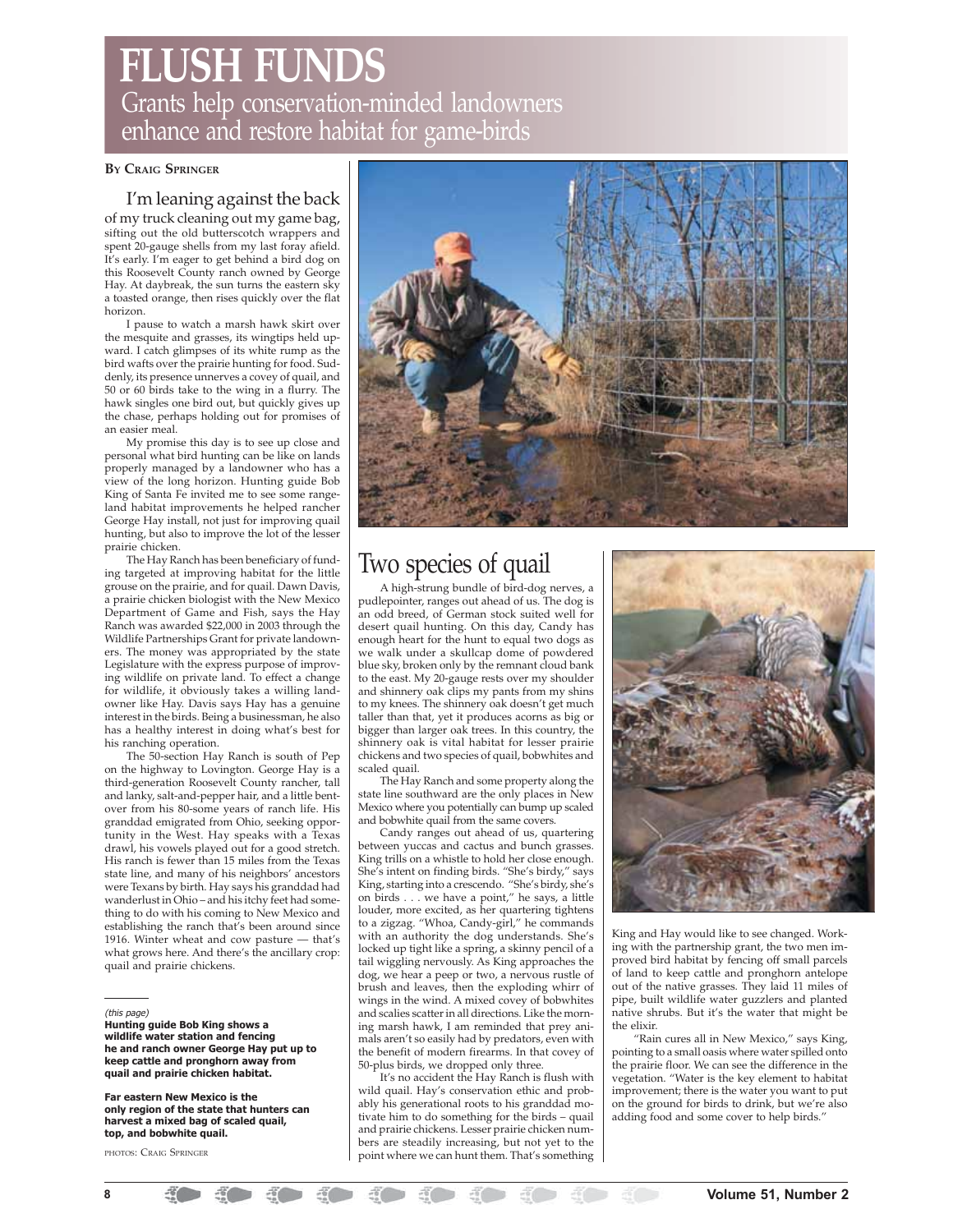# FLUSH FUNDS

## Grants help conservation-minded landowners enhance and restore habitat for game-birds

**By Craig Springer**

I'm leaning against the back of my truck cleaning out my game bag, sifting out the old butterscotch wrappers and spent 20-gauge shells from my last foray afield. It's early. I'm eager to get behind a bird dog on this Roosevelt County ranch owned by George Hay. At daybreak, the sun turns the eastern sky a toasted orange, then rises quickly over the flat horizon.

I pause to watch a marsh hawk skirt over the mesquite and grasses, its wingtips held upward. I catch glimpses of its white rump as the bird wafts over the prairie hunting for food. Suddenly, its presence unnerves a covey of quail, and 50 or 60 birds take to the wing in a flurry. The hawk singles one bird out, but quickly gives up the chase, perhaps holding out for promises of an easier meal.

My promise this day is to see up close and personal what bird hunting can be like on lands properly managed by a landowner who has a view of the long horizon. Hunting guide Bob King of Santa Fe invited me to see some rangeland habitat improvements he helped rancher George Hay install, not just for improving quail hunting, but also to improve the lot of the lesser prairie chicken.

The Hay Ranch has been beneficiary of funding targeted at improving habitat for the little grouse on the prairie, and for quail. Dawn Davis, a prairie chicken biologist with the New Mexico Department of Game and Fish, says the Hay Ranch was awarded $22,000 in 2003 through the Wildlife Partnerships Grant for private landowners. The money was appropriated by the state Legislature with the express purpose of improving wildlife on private land. To effect a change for wildlife, it obviously takes a willing landowner like Hay. Davis says Hay has a genuine interest in the birds. Being a businessman, he also has a healthy interest in doing what's best for his ranching operation.

The 50-section Hay Ranch is south of Pep on the highway to Lovington. George Hay is a third-generation Roosevelt County rancher, tall and lanky, salt-and-pepper hair, and a little bent-over from his 80-some years of ranch life. His granddad emigrated from Ohio, seeking opportunity in the West. Hay speaks with a Texas drawl, his vowels played out for a good stretch. His ranch is fewer than 15 miles from the Texas state line, and many of his neighbors' ancestors were Texans by birth. Hay says his granddad had wanderlust in Ohio – and his itchy feet had something to do with his coming to New Mexico and establishing the ranch that's been around since 1916. Winter wheat and cow pasture — that's what grows here. And there's the ancillary crop: quail and prairie chickens.

*(this page)*
**Hunting guide Bob King shows a wildlife water station and fencing he and ranch owner George Hay put up to keep cattle and pronghorn away from quail and prairie chicken habitat.**

**Far eastern New Mexico is the only region of the state that hunters can harvest a mixed bag of scaled quail, top, and bobwhite quail.**

Photos: Craig Springer

## Two species of quail

A high-strung bundle of bird-dog nerves, a pudlepointer, ranges out ahead of us. The dog is an odd breed, of German stock suited well for desert quail hunting. On this day, Candy has enough heart for the hunt to equal two dogs as we walk under a skullcap dome of powdered blue sky, broken only by the remnant cloud bank to the east. My 20-gauge rests over my shoulder and shinnery oak clips my pants from my shins to my knees. The shinnery oak doesn't get much taller than that, yet it produces acorns as big or bigger than larger oak trees. In this country, the shinnery oak is vital habitat for lesser prairie chickens and two species of quail, bobwhites and scaled quail.

The Hay Ranch and some property along the state line southward are the only places in New Mexico where you potentially can bump up scaled and bobwhite quail from the same covers.

Candy ranges out ahead of us, quartering between yuccas and cactus and bunch grasses. King trills on a whistle to hold her close enough. She's intent on finding birds. "She's birdy," says King, starting into a crescendo. "She's birdy, she's on birds . . . we have a point," he says, a little louder, more excited, as her quartering tightens to a zigzag. "Whoa, Candy-girl," he commands with an authority the dog understands. She's locked up tight like a spring, a skinny pencil of a tail wiggling nervously. As King approaches the dog, we hear a peep or two, a nervous rustle of brush and leaves, then the exploding whirr of wings in the wind. A mixed covey of bobwhites and scalies scatter in all directions. Like the morning marsh hawk, I am reminded that prey animals aren't so easily had by predators, even with the benefit of modern firearms. In that covey of 50-plus birds, we dropped only three.

It's no accident the Hay Ranch is flush with wild quail. Hay's conservation ethic and probably his generational roots to his granddad motivate him to do something for the birds – quail and prairie chickens. Lesser prairie chicken numbers are steadily increasing, but not yet to the point where we can hunt them. That's something King and Hay would like to see changed. Working with the partnership grant, the two men improved bird habitat by fencing off small parcels of land to keep cattle and pronghorn antelope out of the native grasses. They laid 11 miles of pipe, built wildlife water guzzlers and planted native shrubs. But it's the water that might be the elixir.

"Rain cures all in New Mexico," says King, pointing to a small oasis where water spilled onto the prairie floor. We can see the difference in the vegetation. "Water is the key element to habitat improvement; there is the water you want to put on the ground for birds to drink, but we're also adding food and some cover to help birds."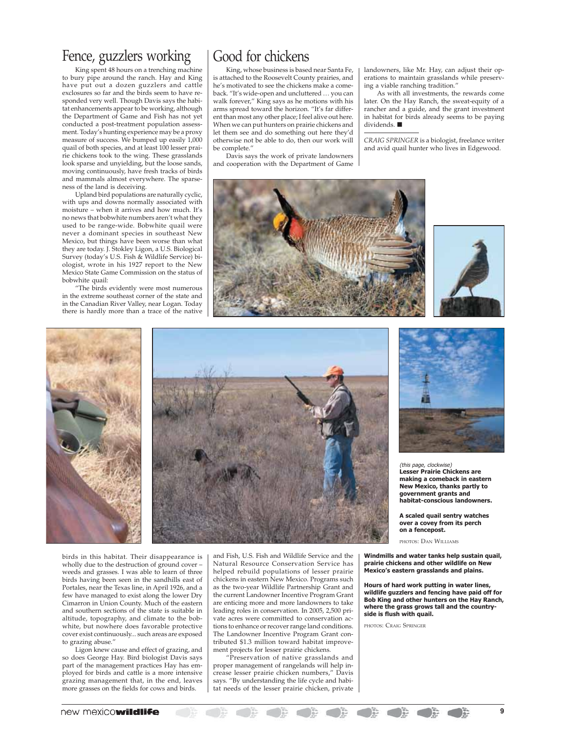## Fence, guzzlers working

King spent 48 hours on a trenching machine to bury pipe around the ranch. Hay and King have put out a dozen guzzlers and cattle exclosures so far and the birds seem to have responded very well. Though Davis says the habitat enhancements appear to be working, although the Department of Game and Fish has not yet conducted a post-treatment population assessment. Today's hunting experience may be a proxy measure of success. We bumped up easily 1,000 quail of both species, and at least 100 lesser prairie chickens took to the wing. These grasslands look sparse and unyielding, but the loose sands, moving continuously, have fresh tracks of birds and mammals almost everywhere. The sparseness of the land is deceiving.

Upland bird populations are naturally cyclic, with ups and downs normally associated with moisture – when it arrives and how much. It's no news that bobwhite numbers aren't what they used to be range-wide. Bobwhite quail were never a dominant species in southeast New Mexico, but things have been worse than what they are today. J. Stokley Ligon, a U.S. Biological Survey (today's U.S. Fish & Wildlife Service) biologist, wrote in his 1927 report to the New Mexico State Game Commission on the status of bobwhite quail:

"The birds evidently were most numerous in the extreme southeast corner of the state and in the Canadian River Valley, near Logan. Today there is hardly more than a trace of the native birds in this habitat. Their disappearance is wholly due to the destruction of ground cover – weeds and grasses. I was able to learn of three birds having been seen in the sandhills east of Portales, near the Texas line, in April 1926, and a few have managed to exist along the lower Dry Cimarron in Union County. Much of the eastern and southern sections of the state is suitable in altitude, topography, and climate to the bobwhite, but nowhere does favorable protective cover exist continuously... such areas are exposed to grazing abuse."

Ligon knew cause and effect of grazing, and so does George Hay. Bird biologist Davis says part of the management practices Hay has employed for birds and cattle is a more intensive grazing management that, in the end, leaves more grasses on the fields for cows and birds.

## Good for chickens

King, whose business is based near Santa Fe, is attached to the Roosevelt County prairies, and he's motivated to see the chickens make a comeback. "It's wide-open and uncluttered … you can walk forever," King says as he motions with his arms spread toward the horizon. "It's far different than most any other place; I feel alive out here. When we can put hunters on prairie chickens and let them see and do something out here they'd otherwise not be able to do, then our work will be complete."

Davis says the work of private landowners and cooperation with the Department of Game and Fish, U.S. Fish and Wildlife Service and the Natural Resource Conservation Service has helped rebuild populations of lesser prairie chickens in eastern New Mexico. Programs such as the two-year Wildlife Partnership Grant and the current Landowner Incentive Program Grant are enticing more and more landowners to take leading roles in conservation. In 2005, 2,500 private acres were committed to conservation actions to enhance or recover range land conditions. The Landowner Incentive Program Grant contributed $1.3 million toward habitat improvement projects for lesser prairie chickens.

"Preservation of native grasslands and proper management of rangelands will help increase lesser prairie chicken numbers," Davis says. "By understanding the life cycle and habitat needs of the lesser prairie chicken, private landowners, like Mr. Hay, can adjust their operations to maintain grasslands while preserving a viable ranching tradition."

As with all investments, the rewards come later. On the Hay Ranch, the sweat-equity of a rancher and a guide, and the grant investment in habitat for birds already seems to be paying dividends. ■

*CRAIG SPRINGER is a biologist, freelance writer and avid quail hunter who lives in Edgewood.*

*(this page, clockwise)*

**Lesser Prairie Chickens are making a comeback in eastern New Mexico, thanks partly to government grants and habitat-conscious landowners.**

**A scaled quail sentry watches over a covey from its perch on a fencepost.**

PHOTOS: DAN WILLIAMS

**Windmills and water tanks help sustain quail, prairie chickens and other wildlife on New Mexico's eastern grasslands and plains.**

**Hours of hard work putting in water lines, wildlife guzzlers and fencing have paid off for Bob King and other hunters on the Hay Ranch, where the grass grows tall and the countryside is flush with quail.**

PHOTOS: CRAIG SPRINGER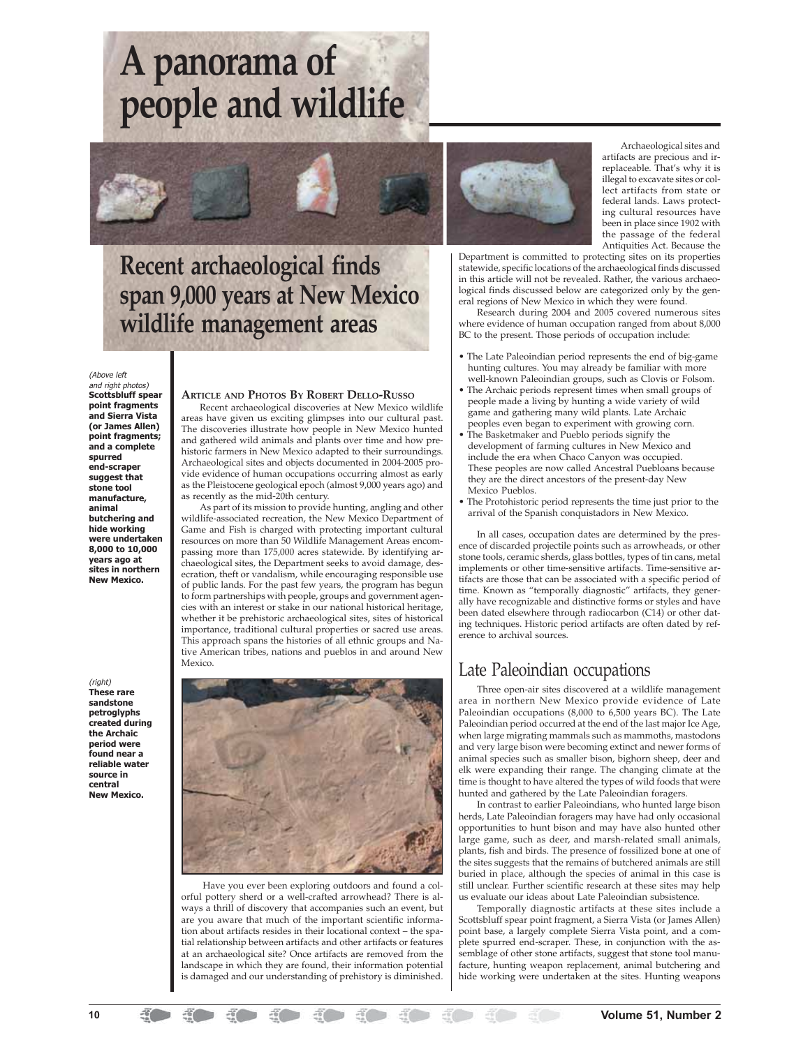# A panorama of people and wildlife

## Recent archaeological finds span 9,000 years at New Mexico wildlife management areas

*(Above left and right photos)* **Scottsbluff spear point fragments and Sierra Vista (or James Allen) point fragments; and a complete spurred end-scraper suggest that stone tool manufacture, animal butchering and hide working were undertaken 8,000 to 10,000 years ago at sites in northern New Mexico.**

**Article and Photos By Robert Dello-Russo**

Recent archaeological discoveries at New Mexico wildlife areas have given us exciting glimpses into our cultural past. The discoveries illustrate how people in New Mexico hunted and gathered wild animals and plants over time and how prehistoric farmers in New Mexico adapted to their surroundings. Archaeological sites and objects documented in 2004-2005 provide evidence of human occupations occurring almost as early as the Pleistocene geological epoch (almost 9,000 years ago) and as recently as the mid-20th century.

As part of its mission to provide hunting, angling and other wildlife-associated recreation, the New Mexico Department of Game and Fish is charged with protecting important cultural resources on more than 50 Wildlife Management Areas encompassing more than 175,000 acres statewide. By identifying archaeological sites, the Department seeks to avoid damage, desecration, theft or vandalism, while encouraging responsible use of public lands. For the past few years, the program has begun to form partnerships with people, groups and government agencies with an interest or stake in our national historical heritage, whether it be prehistoric archaeological sites, sites of historical importance, traditional cultural properties or sacred use areas. This approach spans the histories of all ethnic groups and Native American tribes, nations and pueblos in and around New Mexico.

*(right)* **These rare sandstone petroglyphs created during the Archaic period were found near a reliable water source in central New Mexico.**

Have you ever been exploring outdoors and found a colorful pottery sherd or a well-crafted arrowhead? There is always a thrill of discovery that accompanies such an event, but are you aware that much of the important scientific information about artifacts resides in their locational context – the spatial relationship between artifacts and other artifacts or features at an archaeological site? Once artifacts are removed from the landscape in which they are found, their information potential is damaged and our understanding of prehistory is diminished.

Archaeological sites and artifacts are precious and irreplaceable. That's why it is illegal to excavate sites or collect artifacts from state or federal lands. Laws protecting cultural resources have been in place since 1902 with the passage of the federal Antiquities Act. Because the Department is committed to protecting sites on its properties statewide, specific locations of the archaeological finds discussed in this article will not be revealed. Rather, the various archaeological finds discussed below are categorized only by the general regions of New Mexico in which they were found.

Research during 2004 and 2005 covered numerous sites where evidence of human occupation ranged from about 8,000 BC to the present. Those periods of occupation include:

- The Late Paleoindian period represents the end of big-game hunting cultures. You may already be familiar with more well-known Paleoindian groups, such as Clovis or Folsom.
- The Archaic periods represent times when small groups of people made a living by hunting a wide variety of wild game and gathering many wild plants. Late Archaic peoples even began to experiment with growing corn.
- The Basketmaker and Pueblo periods signify the development of farming cultures in New Mexico and include the era when Chaco Canyon was occupied. These peoples are now called Ancestral Puebloans because they are the direct ancestors of the present-day New Mexico Pueblos.
- The Protohistoric period represents the time just prior to the arrival of the Spanish conquistadors in New Mexico.

In all cases, occupation dates are determined by the presence of discarded projectile points such as arrowheads, or other stone tools, ceramic sherds, glass bottles, types of tin cans, metal implements or other time-sensitive artifacts. Time-sensitive artifacts are those that can be associated with a specific period of time. Known as "temporally diagnostic" artifacts, they generally have recognizable and distinctive forms or styles and have been dated elsewhere through radiocarbon (C14) or other dating techniques. Historic period artifacts are often dated by reference to archival sources.

## Late Paleoindian occupations

Three open-air sites discovered at a wildlife management area in northern New Mexico provide evidence of Late Paleoindian occupations (8,000 to 6,500 years BC). The Late Paleoindian period occurred at the end of the last major Ice Age, when large migrating mammals such as mammoths, mastodons and very large bison were becoming extinct and newer forms of animal species such as smaller bison, bighorn sheep, deer and elk were expanding their range. The changing climate at the time is thought to have altered the types of wild foods that were hunted and gathered by the Late Paleoindian foragers.

In contrast to earlier Paleoindians, who hunted large bison herds, Late Paleoindian foragers may have had only occasional opportunities to hunt bison and may have also hunted other large game, such as deer, and marsh-related small animals, plants, fish and birds. The presence of fossilized bone at one of the sites suggests that the remains of butchered animals are still buried in place, although the species of animal in this case is still unclear. Further scientific research at these sites may help us evaluate our ideas about Late Paleoindian subsistence.

Temporally diagnostic artifacts at these sites include a Scottsbluff spear point fragment, a Sierra Vista (or James Allen) point base, a largely complete Sierra Vista point, and a complete spurred end-scraper. These, in conjunction with the assemblage of other stone artifacts, suggest that stone tool manufacture, hunting weapon replacement, animal butchering and hide working were undertaken at the sites. Hunting weapons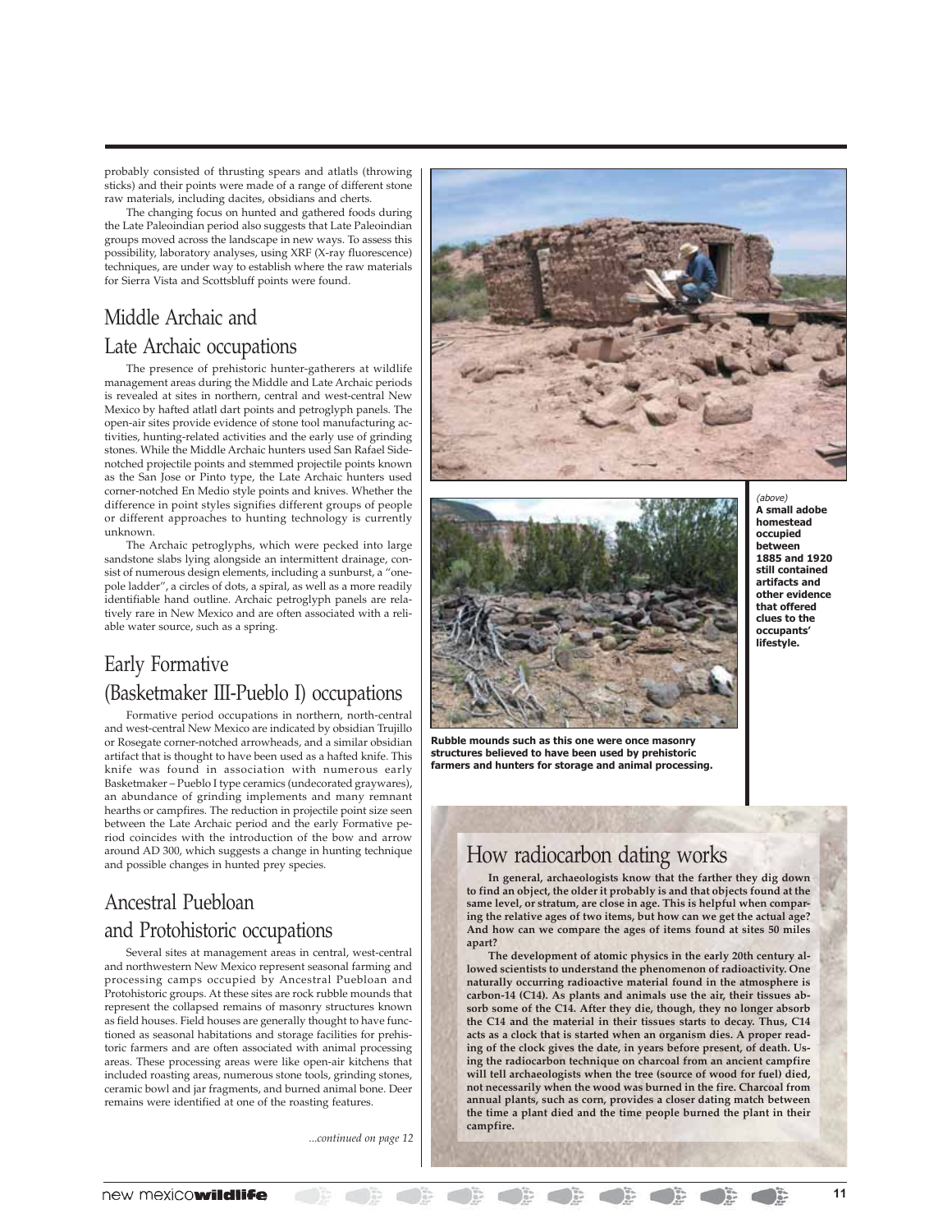probably consisted of thrusting spears and atlatls (throwing sticks) and their points were made of a range of different stone raw materials, including dacites, obsidians and cherts.

The changing focus on hunted and gathered foods during the Late Paleoindian period also suggests that Late Paleoindian groups moved across the landscape in new ways. To assess this possibility, laboratory analyses, using XRF (X-ray fluorescence) techniques, are under way to establish where the raw materials for Sierra Vista and Scottsbluff points were found.

## Middle Archaic and Late Archaic occupations

The presence of prehistoric hunter-gatherers at wildlife management areas during the Middle and Late Archaic periods is revealed at sites in northern, central and west-central New Mexico by hafted atlatl dart points and petroglyph panels. The open-air sites provide evidence of stone tool manufacturing activities, hunting-related activities and the early use of grinding stones. While the Middle Archaic hunters used San Rafael Side-notched projectile points and stemmed projectile points known as the San Jose or Pinto type, the Late Archaic hunters used corner-notched En Medio style points and knives. Whether the difference in point styles signifies different groups of people or different approaches to hunting technology is currently unknown.

The Archaic petroglyphs, which were pecked into large sandstone slabs lying alongside an intermittent drainage, consist of numerous design elements, including a sunburst, a "one-pole ladder", a circles of dots, a spiral, as well as a more readily identifiable hand outline. Archaic petroglyph panels are relatively rare in New Mexico and are often associated with a reliable water source, such as a spring.

## Early Formative (Basketmaker III-Pueblo I) occupations

Formative period occupations in northern, north-central and west-central New Mexico are indicated by obsidian Trujillo or Rosegate corner-notched arrowheads, and a similar obsidian artifact that is thought to have been used as a hafted knife. This knife was found in association with numerous early Basketmaker – Pueblo I type ceramics (undecorated graywares), an abundance of grinding implements and many remnant hearths or campfires. The reduction in projectile point size seen between the Late Archaic period and the early Formative period coincides with the introduction of the bow and arrow around AD 300, which suggests a change in hunting technique and possible changes in hunted prey species.

## Ancestral Puebloan and Protohistoric occupations

Several sites at management areas in central, west-central and northwestern New Mexico represent seasonal farming and processing camps occupied by Ancestral Puebloan and Protohistoric groups. At these sites are rock rubble mounds that represent the collapsed remains of masonry structures known as field houses. Field houses are generally thought to have functioned as seasonal habitations and storage facilities for prehistoric farmers and are often associated with animal processing areas. These processing areas were like open-air kitchens that included roasting areas, numerous stone tools, grinding stones, ceramic bowl and jar fragments, and burned animal bone. Deer remains were identified at one of the roasting features.

*...continued on page 12*

*(above)* **A small adobe homestead occupied between 1885 and 1920 still contained artifacts and other evidence that offered clues to the occupants' lifestyle.**

**Rubble mounds such as this one were once masonry structures believed to have been used by prehistoric farmers and hunters for storage and animal processing.**

## How radiocarbon dating works

**In general, archaeologists know that the farther they dig down to find an object, the older it probably is and that objects found at the same level, or stratum, are close in age. This is helpful when comparing the relative ages of two items, but how can we get the actual age? And how can we compare the ages of items found at sites 50 miles apart?**

**The development of atomic physics in the early 20th century allowed scientists to understand the phenomenon of radioactivity. One naturally occurring radioactive material found in the atmosphere is carbon-14 (C14). As plants and animals use the air, their tissues absorb some of the C14. After they die, though, they no longer absorb the C14 and the material in their tissues starts to decay. Thus, C14 acts as a clock that is started when an organism dies. A proper reading of the clock gives the date, in years before present, of death. Using the radiocarbon technique on charcoal from an ancient campfire will tell archaeologists when the tree (source of wood for fuel) died, not necessarily when the wood was burned in the fire. Charcoal from annual plants, such as corn, provides a closer dating match between the time a plant died and the time people burned the plant in their campfire.**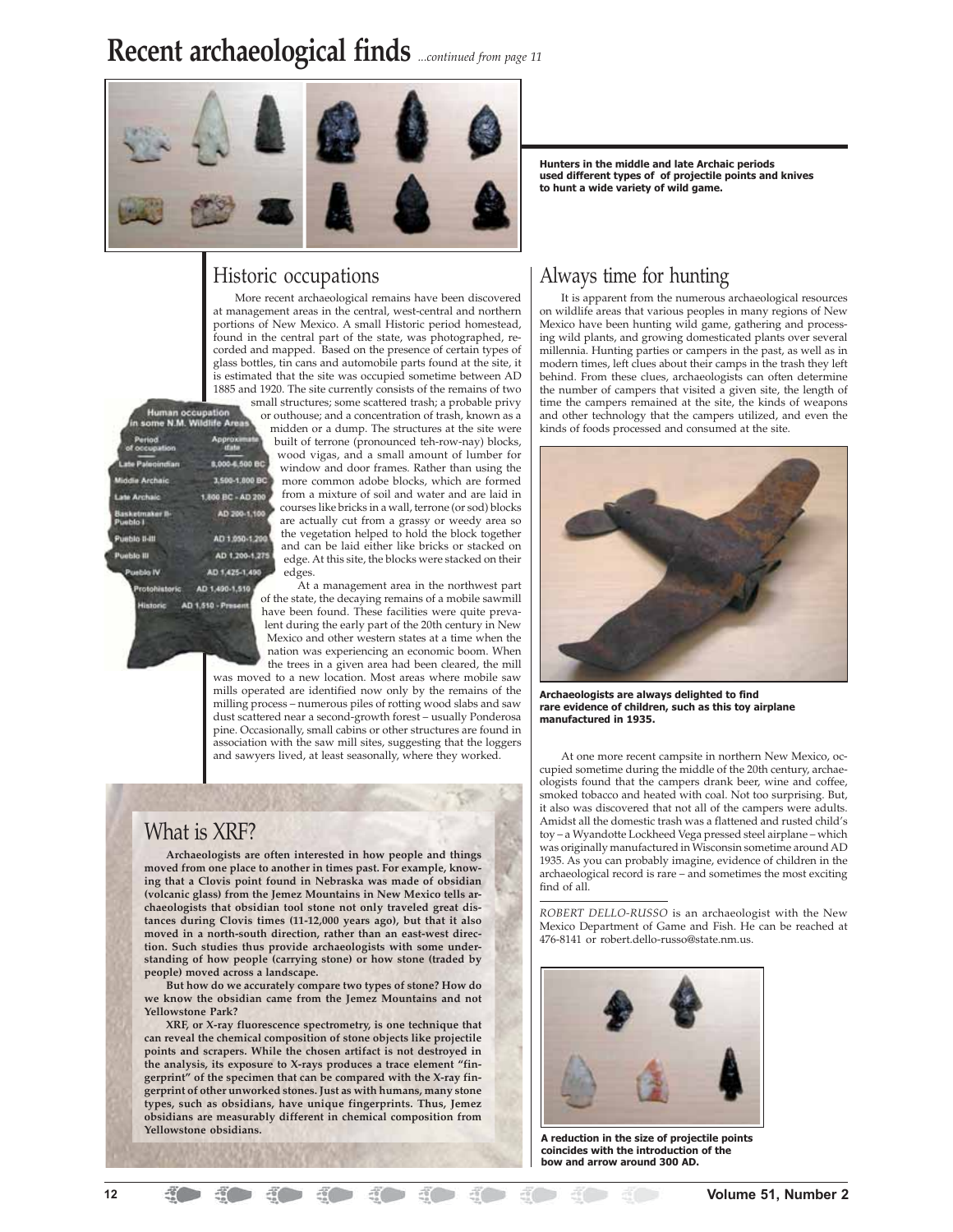# Recent archaeological finds *...continued from page 11*

**Hunters in the middle and late Archaic periods used different types of of projectile points and knives to hunt a wide variety of wild game.**

## Historic occupations

More recent archaeological remains have been discovered at management areas in the central, west-central and northern portions of New Mexico. A small Historic period homestead, found in the central part of the state, was photographed, recorded and mapped. Based on the presence of certain types of glass bottles, tin cans and automobile parts found at the site, it is estimated that the site was occupied sometime between AD 1885 and 1920. The site currently consists of the remains of two small structures; some scattered trash; a probable privy or outhouse; and a concentration of trash, known as a midden or a dump. The structures at the site were built of terrone (pronounced teh-row-nay) blocks, wood vigas, and a small amount of lumber for window and door frames. Rather than using the more common adobe blocks, which are formed from a mixture of soil and water and are laid in courses like bricks in a wall, terrone (or sod) blocks are actually cut from a grassy or weedy area so the vegetation helped to hold the block together and can be laid either like bricks or stacked on edge. At this site, the blocks were stacked on their edges.

**Human occupation in some N.M. Wildlife Areas**

| Period of occupation | Approximate date |
| --- | --- |
| Late Paleoindian | 8,000-6,500 BC |
| Middle Archaic | 3,500-1,800 BC |
| Late Archaic | 1,800 BC - AD 200 |
| Basketmaker II-Pueblo I | AD 200-1,100 |
| Pueblo II-III | AD 1,050-1,200 |
| Pueblo III | AD 1,200-1,275 |
| Pueblo IV | AD 1,425-1,490 |
| Protohistoric | AD 1,490-1,510 |
| Historic | AD 1,510 - Present |

At a management area in the northwest part of the state, the decaying remains of a mobile sawmill have been found. These facilities were quite prevalent during the early part of the 20th century in New Mexico and other western states at a time when the nation was experiencing an economic boom. When the trees in a given area had been cleared, the mill was moved to a new location. Most areas where mobile saw mills operated are identified now only by the remains of the milling process – numerous piles of rotting wood slabs and saw dust scattered near a second-growth forest – usually Ponderosa pine. Occasionally, small cabins or other structures are found in association with the saw mill sites, suggesting that the loggers and sawyers lived, at least seasonally, where they worked.

## What is XRF?

**Archaeologists are often interested in how people and things moved from one place to another in times past. For example, knowing that a Clovis point found in Nebraska was made of obsidian (volcanic glass) from the Jemez Mountains in New Mexico tells archaeologists that obsidian tool stone not only traveled great distances during Clovis times (11-12,000 years ago), but that it also moved in a north-south direction, rather than an east-west direction. Such studies thus provide archaeologists with some understanding of how people (carrying stone) or how stone (traded by people) moved across a landscape.**

**But how do we accurately compare two types of stone? How do we know the obsidian came from the Jemez Mountains and not Yellowstone Park?**

**XRF, or X-ray fluorescence spectrometry, is one technique that can reveal the chemical composition of stone objects like projectile points and scrapers. While the chosen artifact is not destroyed in the analysis, its exposure to X-rays produces a trace element "fingerprint" of the specimen that can be compared with the X-ray fingerprint of other unworked stones. Just as with humans, many stone types, such as obsidians, have unique fingerprints. Thus, Jemez obsidians are measurably different in chemical composition from Yellowstone obsidians.**

## Always time for hunting

It is apparent from the numerous archaeological resources on wildlife areas that various peoples in many regions of New Mexico have been hunting wild game, gathering and processing wild plants, and growing domesticated plants over several millennia. Hunting parties or campers in the past, as well as in modern times, left clues about their camps in the trash they left behind. From these clues, archaeologists can often determine the number of campers that visited a given site, the length of time the campers remained at the site, the kinds of weapons and other technology that the campers utilized, and even the kinds of foods processed and consumed at the site.

**Archaeologists are always delighted to find rare evidence of children, such as this toy airplane manufactured in 1935.**

At one more recent campsite in northern New Mexico, occupied sometime during the middle of the 20th century, archaeologists found that the campers drank beer, wine and coffee, smoked tobacco and heated with coal. Not too surprising. But, it also was discovered that not all of the campers were adults. Amidst all the domestic trash was a flattened and rusted child's toy – a Wyandotte Lockheed Vega pressed steel airplane – which was originally manufactured in Wisconsin sometime around AD 1935. As you can probably imagine, evidence of children in the archaeological record is rare – and sometimes the most exciting find of all.

*ROBERT DELLO-RUSSO* is an archaeologist with the New Mexico Department of Game and Fish. He can be reached at 476-8141 or robert.dello-russo@state.nm.us.

**A reduction in the size of projectile points coincides with the introduction of the bow and arrow around 300 AD.**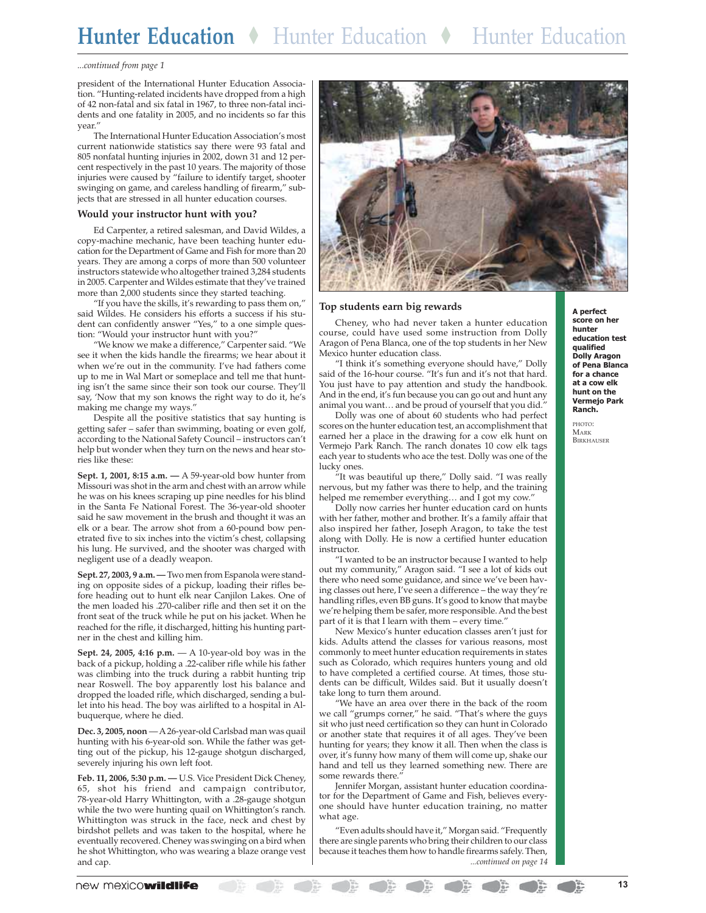*...continued from page 1*

president of the International Hunter Education Association. "Hunting-related incidents have dropped from a high of 42 non-fatal and six fatal in 1967, to three non-fatal incidents and one fatality in 2005, and no incidents so far this year."

The International Hunter Education Association's most current nationwide statistics say there were 93 fatal and 805 nonfatal hunting injuries in 2002, down 31 and 12 percent respectively in the past 10 years. The majority of those injuries were caused by "failure to identify target, shooter swinging on game, and careless handling of firearm," subjects that are stressed in all hunter education courses.

### Would your instructor hunt with you?

Ed Carpenter, a retired salesman, and David Wildes, a copy-machine mechanic, have been teaching hunter education for the Department of Game and Fish for more than 20 years. They are among a corps of more than 500 volunteer instructors statewide who altogether trained 3,284 students in 2005. Carpenter and Wildes estimate that they've trained more than 2,000 students since they started teaching.

"If you have the skills, it's rewarding to pass them on," said Wildes. He considers his efforts a success if his student can confidently answer "Yes," to a one simple question: "Would your instructor hunt with you?"

"We know we make a difference," Carpenter said. "We see it when the kids handle the firearms; we hear about it when we're out in the community. I've had fathers come up to me in Wal Mart or someplace and tell me that hunting isn't the same since their son took our course. They'll say, 'Now that my son knows the right way to do it, he's making me change my ways."

Despite all the positive statistics that say hunting is getting safer – safer than swimming, boating or even golf, according to the National Safety Council – instructors can't help but wonder when they turn on the news and hear stories like these:

**Sept. 1, 2001, 8:15 a.m. —** A 59-year-old bow hunter from Missouri was shot in the arm and chest with an arrow while he was on his knees scraping up pine needles for his blind in the Santa Fe National Forest. The 36-year-old shooter said he saw movement in the brush and thought it was an elk or a bear. The arrow shot from a 60-pound bow penetrated five to six inches into the victim's chest, collapsing his lung. He survived, and the shooter was charged with negligent use of a deadly weapon.

**Sept. 27, 2003, 9 a.m. —** Two men from Espanola were standing on opposite sides of a pickup, loading their rifles before heading out to hunt elk near Canjilon Lakes. One of the men loaded his .270-caliber rifle and then set it on the front seat of the truck while he put on his jacket. When he reached for the rifle, it discharged, hitting his hunting partner in the chest and killing him.

**Sept. 24, 2005, 4:16 p.m.** — A 10-year-old boy was in the back of a pickup, holding a .22-caliber rifle while his father was climbing into the truck during a rabbit hunting trip near Roswell. The boy apparently lost his balance and dropped the loaded rifle, which discharged, sending a bullet into his head. The boy was airlifted to a hospital in Albuquerque, where he died.

**Dec. 3, 2005, noon** — A 26-year-old Carlsbad man was quail hunting with his 6-year-old son. While the father was getting out of the pickup, his 12-gauge shotgun discharged, severely injuring his own left foot.

**Feb. 11, 2006, 5:30 p.m. —** U.S. Vice President Dick Cheney, 65, shot his friend and campaign contributor, 78-year-old Harry Whittington, with a .28-gauge shotgun while the two were hunting quail on Whittington's ranch. Whittington was struck in the face, neck and chest by birdshot pellets and was taken to the hospital, where he eventually recovered. Cheney was swinging on a bird when he shot Whittington, who was wearing a blaze orange vest and cap.

**A perfect score on her hunter education test qualified Dolly Aragon of Pena Blanca for a chance at a cow elk hunt on the Vermejo Park Ranch.**

PHOTO: MARK BIRKHAUSER

### Top students earn big rewards

Cheney, who had never taken a hunter education course, could have used some instruction from Dolly Aragon of Pena Blanca, one of the top students in her New Mexico hunter education class.

"I think it's something everyone should have," Dolly said of the 16-hour course. "It's fun and it's not that hard. You just have to pay attention and study the handbook. And in the end, it's fun because you can go out and hunt any animal you want… and be proud of yourself that you did."

Dolly was one of about 60 students who had perfect scores on the hunter education test, an accomplishment that earned her a place in the drawing for a cow elk hunt on Vermejo Park Ranch. The ranch donates 10 cow elk tags each year to students who ace the test. Dolly was one of the lucky ones.

"It was beautiful up there," Dolly said. "I was really nervous, but my father was there to help, and the training helped me remember everything… and I got my cow."

Dolly now carries her hunter education card on hunts with her father, mother and brother. It's a family affair that also inspired her father, Joseph Aragon, to take the test along with Dolly. He is now a certified hunter education instructor.

"I wanted to be an instructor because I wanted to help out my community," Aragon said. "I see a lot of kids out there who need some guidance, and since we've been having classes out here, I've seen a difference – the way they're handling rifles, even BB guns. It's good to know that maybe we're helping them be safer, more responsible. And the best part of it is that I learn with them – every time."

New Mexico's hunter education classes aren't just for kids. Adults attend the classes for various reasons, most commonly to meet hunter education requirements in states such as Colorado, which requires hunters young and old to have completed a certified course. At times, those students can be difficult, Wildes said. But it usually doesn't take long to turn them around.

"We have an area over there in the back of the room we call "grumps corner," he said. "That's where the guys sit who just need certification so they can hunt in Colorado or another state that requires it of all ages. They've been hunting for years; they know it all. Then when the class is over, it's funny how many of them will come up, shake our hand and tell us they learned something new. There are some rewards there."

Jennifer Morgan, assistant hunter education coordinator for the Department of Game and Fish, believes everyone should have hunter education training, no matter what age.

"Even adults should have it," Morgan said. "Frequently there are single parents who bring their children to our class because it teaches them how to handle firearms safely. Then,

*...continued on page 14*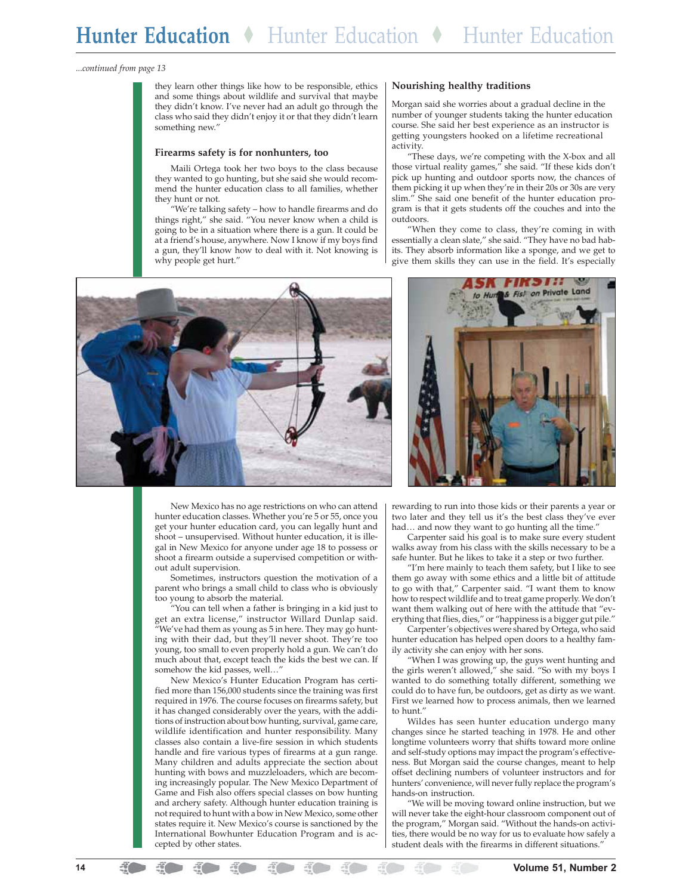*...continued from page 13*

they learn other things like how to be responsible, ethics and some things about wildlife and survival that maybe they didn't know. I've never had an adult go through the class who said they didn't enjoy it or that they didn't learn something new."

### Firearms safety is for nonhunters, too

Maili Ortega took her two boys to the class because they wanted to go hunting, but she said she would recommend the hunter education class to all families, whether they hunt or not.

"We're talking safety – how to handle firearms and do things right," she said. "You never know when a child is going to be in a situation where there is a gun. It could be at a friend's house, anywhere. Now I know if my boys find a gun, they'll know how to deal with it. Not knowing is why people get hurt."

### Nourishing healthy traditions

Morgan said she worries about a gradual decline in the number of younger students taking the hunter education course. She said her best experience as an instructor is getting youngsters hooked on a lifetime recreational activity.

"These days, we're competing with the X-box and all those virtual reality games," she said. "If these kids don't pick up hunting and outdoor sports now, the chances of them picking it up when they're in their 20s or 30s are very slim." She said one benefit of the hunter education program is that it gets students off the couches and into the outdoors.

"When they come to class, they're coming in with essentially a clean slate," she said. "They have no bad habits. They absorb information like a sponge, and we get to give them skills they can use in the field. It's especially rewarding to run into those kids or their parents a year or two later and they tell us it's the best class they've ever had… and now they want to go hunting all the time."

Carpenter said his goal is to make sure every student walks away from his class with the skills necessary to be a safe hunter. But he likes to take it a step or two further.

"I'm here mainly to teach them safety, but I like to see them go away with some ethics and a little bit of attitude to go with that," Carpenter said. "I want them to know how to respect wildlife and to treat game properly. We don't want them walking out of here with the attitude that "everything that flies, dies," or "happiness is a bigger gut pile."

Carpenter's objectives were shared by Ortega, who said hunter education has helped open doors to a healthy family activity she can enjoy with her sons.

"When I was growing up, the guys went hunting and the girls weren't allowed," she said. "So with my boys I wanted to do something totally different, something we could do to have fun, be outdoors, get as dirty as we want. First we learned how to process animals, then we learned to hunt."

Wildes has seen hunter education undergo many changes since he started teaching in 1978. He and other longtime volunteers worry that shifts toward more online and self-study options may impact the program's effectiveness. But Morgan said the course changes, meant to help offset declining numbers of volunteer instructors and for hunters' convenience, will never fully replace the program's hands-on instruction.

"We will be moving toward online instruction, but we will never take the eight-hour classroom component out of the program," Morgan said. "Without the hands-on activities, there would be no way for us to evaluate how safely a student deals with the firearms in different situations."

New Mexico has no age restrictions on who can attend hunter education classes. Whether you're 5 or 55, once you get your hunter education card, you can legally hunt and shoot – unsupervised. Without hunter education, it is illegal in New Mexico for anyone under age 18 to possess or shoot a firearm outside a supervised competition or without adult supervision.

Sometimes, instructors question the motivation of a parent who brings a small child to class who is obviously too young to absorb the material.

"You can tell when a father is bringing in a kid just to get an extra license," instructor Willard Dunlap said. "We've had them as young as 5 in here. They may go hunting with their dad, but they'll never shoot. They're too young, too small to even properly hold a gun. We can't do much about that, except teach the kids the best we can. If somehow the kid passes, well…"

New Mexico's Hunter Education Program has certified more than 156,000 students since the training was first required in 1976. The course focuses on firearms safety, but it has changed considerably over the years, with the additions of instruction about bow hunting, survival, game care, wildlife identification and hunter responsibility. Many classes also contain a live-fire session in which students handle and fire various types of firearms at a gun range. Many children and adults appreciate the section about hunting with bows and muzzleloaders, which are becoming increasingly popular. The New Mexico Department of Game and Fish also offers special classes on bow hunting and archery safety. Although hunter education training is not required to hunt with a bow in New Mexico, some other states require it. New Mexico's course is sanctioned by the International Bowhunter Education Program and is accepted by other states.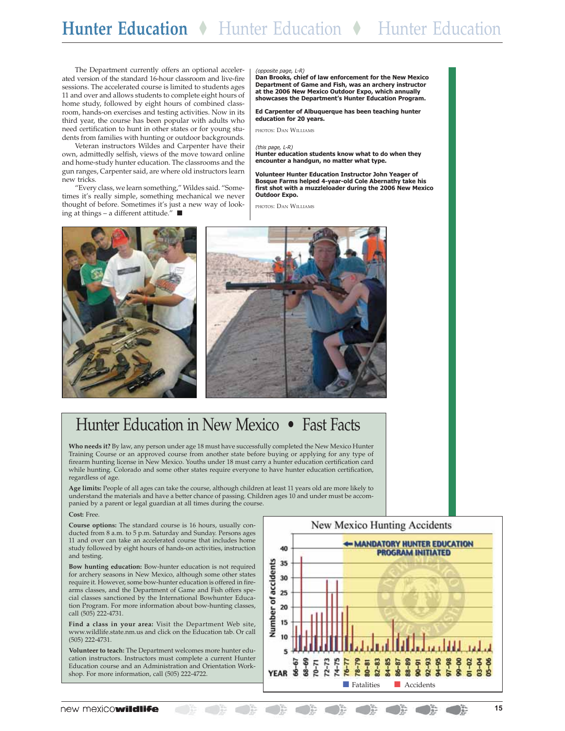The Department currently offers an optional accelerated version of the standard 16-hour classroom and live-fire sessions. The accelerated course is limited to students ages 11 and over and allows students to complete eight hours of home study, followed by eight hours of combined classroom, hands-on exercises and testing activities. Now in its third year, the course has been popular with adults who need certification to hunt in other states or for young students from families with hunting or outdoor backgrounds.

Veteran instructors Wildes and Carpenter have their own, admittedly selfish, views of the move toward online and home-study hunter education. The classrooms and the gun ranges, Carpenter said, are where old instructors learn new tricks.

"Every class, we learn something," Wildes said. "Sometimes it's really simple, something mechanical we never thought of before. Sometimes it's just a new way of looking at things – a different attitude." ■

*(opposite page, L-R)*
**Dan Brooks, chief of law enforcement for the New Mexico Department of Game and Fish, was an archery instructor at the 2006 New Mexico Outdoor Expo, which annually showcases the Department's Hunter Education Program.**

**Ed Carpenter of Albuquerque has been teaching hunter education for 20 years.**

PHOTOS: DAN WILLIAMS

*(this page, L-R)*
**Hunter education students know what to do when they encounter a handgun, no matter what type.**

**Volunteer Hunter Education Instructor John Yeager of Bosque Farms helped 4-year-old Cole Abernathy take his first shot with a muzzleloader during the 2006 New Mexico Outdoor Expo.**

PHOTOS: DAN WILLIAMS

## Hunter Education in New Mexico • Fast Facts

**Who needs it?** By law, any person under age 18 must have successfully completed the New Mexico Hunter Training Course or an approved course from another state before buying or applying for any type of firearm hunting license in New Mexico. Youths under 18 must carry a hunter education certification card while hunting. Colorado and some other states require everyone to have hunter education certification, regardless of age.

**Age limits:** People of all ages can take the course, although children at least 11 years old are more likely to understand the materials and have a better chance of passing. Children ages 10 and under must be accompanied by a parent or legal guardian at all times during the course.

**Cost:** Free.

**Course options:** The standard course is 16 hours, usually conducted from 8 a.m. to 5 p.m. Saturday and Sunday. Persons ages 11 and over can take an accelerated course that includes home study followed by eight hours of hands-on activities, instruction and testing.

**Bow hunting education:** Bow-hunter education is not required for archery seasons in New Mexico, although some other states require it. However, some bow-hunter education is offered in firearms classes, and the Department of Game and Fish offers special classes sanctioned by the International Bowhunter Education Program. For more information about bow-hunting classes, call (505) 222-4731.

**Find a class in your area:** Visit the Department Web site, www.wildlife.state.nm.us and click on the Education tab. Or call (505) 222-4731.

**Volunteer to teach:** The Department welcomes more hunter education instructors. Instructors must complete a current Hunter Education course and an Administration and Orientation Workshop. For more information, call (505) 222-4722.

**New Mexico Hunting Accidents**

Chart: Number of accidents by YEAR (66-67 through 05-06), showing Fatalities and Accidents. Annotation: "MANDATORY HUNTER EDUCATION PROGRAM INITIATED" (from 76-77).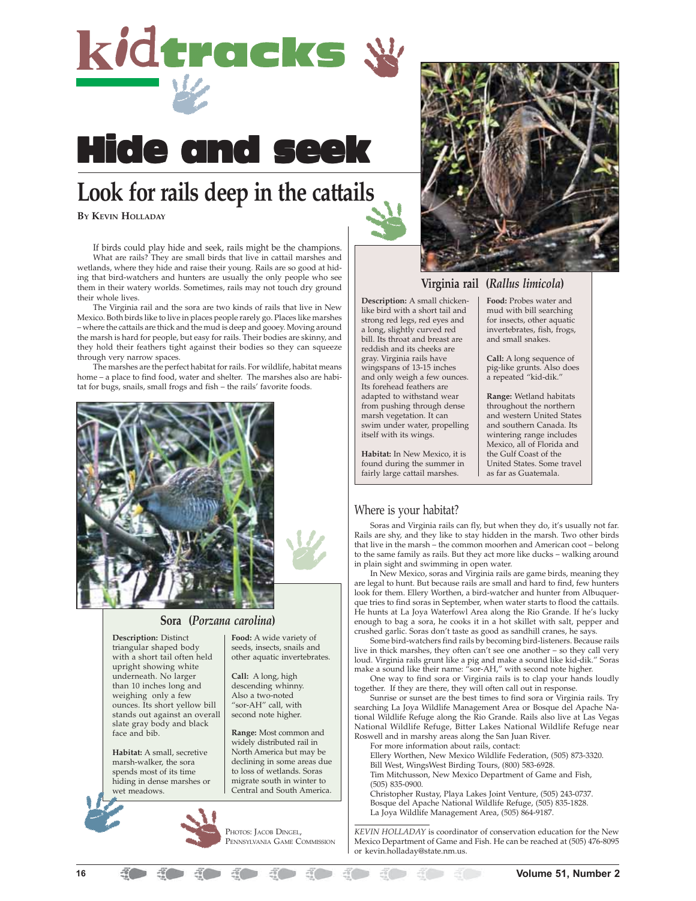# kidtracks

# Hide and seek

## Look for rails deep in the cattails

**By Kevin Holladay**

If birds could play hide and seek, rails might be the champions.

What are rails? They are small birds that live in cattail marshes and wetlands, where they hide and raise their young. Rails are so good at hiding that bird-watchers and hunters are usually the only people who see them in their watery worlds. Sometimes, rails may not touch dry ground their whole lives.

The Virginia rail and the sora are two kinds of rails that live in New Mexico. Both birds like to live in places people rarely go. Places like marshes – where the cattails are thick and the mud is deep and gooey. Moving around the marsh is hard for people, but easy for rails. Their bodies are skinny, and they hold their feathers tight against their bodies so they can squeeze through very narrow spaces.

The marshes are the perfect habitat for rails. For wildlife, habitat means home – a place to find food, water and shelter. The marshes also are habitat for bugs, snails, small frogs and fish – the rails' favorite foods.

### Virginia rail (*Rallus limicola*)

**Description:** A small chicken-like bird with a short tail and strong red legs, red eyes and a long, slightly curved red bill. Its throat and breast are reddish and its cheeks are gray. Virginia rails have wingspans of 13-15 inches and only weigh a few ounces. Its forehead feathers are adapted to withstand wear from pushing through dense marsh vegetation. It can swim under water, propelling itself with its wings.

**Habitat:** In New Mexico, it is found during the summer in fairly large cattail marshes.

**Food:** Probes water and mud with bill searching for insects, other aquatic invertebrates, fish, frogs, and small snakes.

**Call:** A long sequence of pig-like grunts. Also does a repeated "kid-dik."

**Range:** Wetland habitats throughout the northern and western United States and southern Canada. Its wintering range includes Mexico, all of Florida and the Gulf Coast of the United States. Some travel as far as Guatemala.

### Sora (*Porzana carolina*)

**Description:** Distinct triangular shaped body with a short tail often held upright showing white underneath. No larger than 10 inches long and weighing only a few ounces. Its short yellow bill stands out against an overall slate gray body and black face and bib.

**Habitat:** A small, secretive marsh-walker, the sora spends most of its time hiding in dense marshes or wet meadows.

**Food:** A wide variety of seeds, insects, snails and other aquatic invertebrates.

**Call:** A long, high descending whinny. Also a two-noted "sor-AH" call, with second note higher.

**Range:** Most common and widely distributed rail in North America but may be declining in some areas due to loss of wetlands. Soras migrate south in winter to Central and South America.

Photos: Jacob Dingel, Pennsylvania Game Commission

### Where is your habitat?

Soras and Virginia rails can fly, but when they do, it's usually not far. Rails are shy, and they like to stay hidden in the marsh. Two other birds that live in the marsh – the common moorhen and American coot – belong to the same family as rails. But they act more like ducks – walking around in plain sight and swimming in open water.

In New Mexico, soras and Virginia rails are game birds, meaning they are legal to hunt. But because rails are small and hard to find, few hunters look for them. Ellery Worthen, a bird-watcher and hunter from Albuquerque tries to find soras in September, when water starts to flood the cattails. He hunts at La Joya Waterfowl Area along the Rio Grande. If he's lucky enough to bag a sora, he cooks it in a hot skillet with salt, pepper and crushed garlic. Soras don't taste as good as sandhill cranes, he says.

Some bird-watchers find rails by becoming bird-listeners. Because rails live in thick marshes, they often can't see one another – so they call very loud. Virginia rails grunt like a pig and make a sound like kid-dik." Soras make a sound like their name: "sor-AH," with second note higher.

One way to find sora or Virginia rails is to clap your hands loudly together. If they are there, they will often call out in response.

Sunrise or sunset are the best times to find sora or Virginia rails. Try searching La Joya Wildlife Management Area or Bosque del Apache National Wildlife Refuge along the Rio Grande. Rails also live at Las Vegas National Wildlife Refuge, Bitter Lakes National Wildlife Refuge near Roswell and in marshy areas along the San Juan River.

For more information about rails, contact:

Ellery Worthen, New Mexico Wildlife Federation, (505) 873-3320.

Bill West, WingsWest Birding Tours, (800) 583-6928.

Tim Mitchusson, New Mexico Department of Game and Fish, (505) 835-0900.

Christopher Rustay, Playa Lakes Joint Venture, (505) 243-0737.

Bosque del Apache National Wildlife Refuge, (505) 835-1828.

La Joya Wildlife Management Area, (505) 864-9187.

*KEVIN HOLLADAY* is coordinator of conservation education for the New Mexico Department of Game and Fish. He can be reached at (505) 476-8095 or kevin.holladay@state.nm.us.